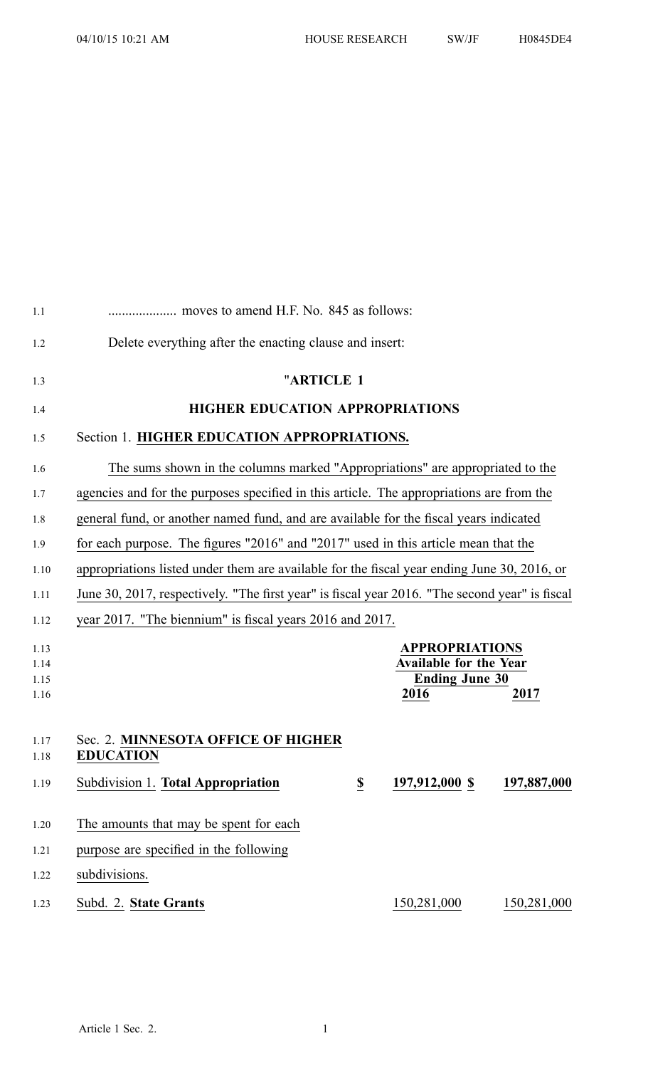.................... moves to amend H.F. No. 845 as follows:

Delete everything after the enacting clause and insert:

"**ARTICLE 1**

**HIGHER EDUCATION APPROPRIATIONS**

Section 1. **HIGHER EDUCATION APPROPRIATIONS.**

The sums shown in the columns marked "Appropriations" are appropriated to the agencies and for the purposes specified in this article. The appropriations are from the general fund, or another named fund, and are available for the fiscal years indicated for each purpose. The figures "2016" and "2017" used in this article mean that the appropriations listed under them are available for the fiscal year ending June 30, 2016, or June 30, 2017, respectively. "The first year" is fiscal year 2016. "The second year" is fiscal year 2017. "The biennium" is fiscal years 2016 and 2017.

| | | APPROPRIATIONS Available for the Year Ending June 30 | |
|---|---|---|---|
| | | 2016 | 2017 |
| Sec. 2. **MINNESOTA OFFICE OF HIGHER EDUCATION** | | | |
| Subdivision 1. **Total Appropriation** | $ | 197,912,000 $ | 197,887,000 |
| The amounts that may be spent for each purpose are specified in the following subdivisions. | | | |
| Subd. 2. **State Grants** | | 150,281,000 | 150,281,000 |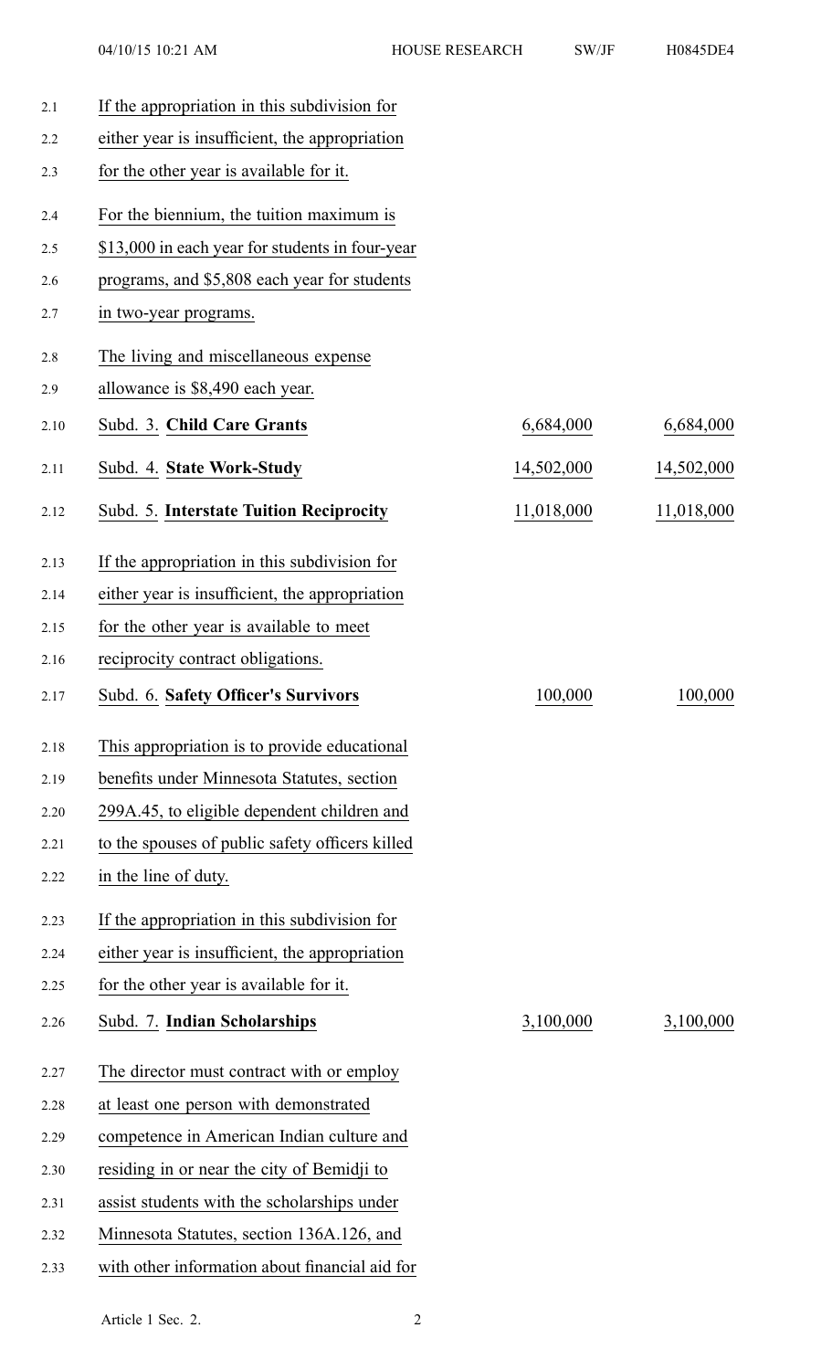If the appropriation in this subdivision for either year is insufficient, the appropriation for the other year is available for it.

For the biennium, the tuition maximum is $13,000 in each year for students in four-year programs, and $5,808 each year for students in two-year programs.

The living and miscellaneous expense allowance is $8,490 each year.

| | | |
|---|---|---|
| Subd. 3. **Child Care Grants** | 6,684,000 | 6,684,000 |
| Subd. 4. **State Work-Study** | 14,502,000 | 14,502,000 |
| Subd. 5. **Interstate Tuition Reciprocity** | 11,018,000 | 11,018,000 |

If the appropriation in this subdivision for either year is insufficient, the appropriation for the other year is available to meet reciprocity contract obligations.

| | | |
|---|---|---|
| Subd. 6. **Safety Officer's Survivors** | 100,000 | 100,000 |

This appropriation is to provide educational benefits under Minnesota Statutes, section 299A.45, to eligible dependent children and to the spouses of public safety officers killed in the line of duty.

If the appropriation in this subdivision for either year is insufficient, the appropriation for the other year is available for it.

| | | |
|---|---|---|
| Subd. 7. **Indian Scholarships** | 3,100,000 | 3,100,000 |

The director must contract with or employ at least one person with demonstrated competence in American Indian culture and residing in or near the city of Bemidji to assist students with the scholarships under Minnesota Statutes, section 136A.126, and with other information about financial aid for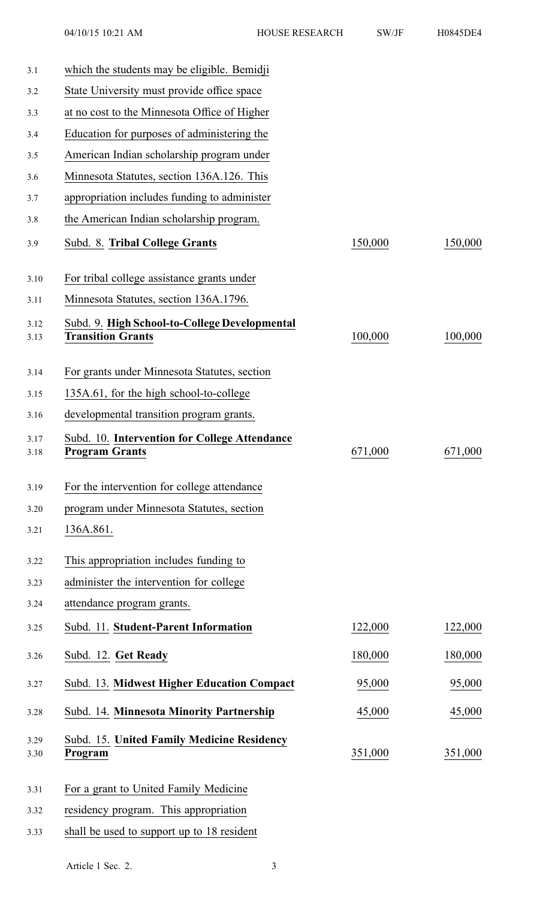which the students may be eligible. Bemidji State University must provide office space at no cost to the Minnesota Office of Higher Education for purposes of administering the American Indian scholarship program under Minnesota Statutes, section 136A.126. This appropriation includes funding to administer the American Indian scholarship program.

| | | |
|---|---|---|
| Subd. 8. **Tribal College Grants** | 150,000 | 150,000 |

For tribal college assistance grants under Minnesota Statutes, section 136A.1796.

| | | |
|---|---|---|
| Subd. 9. **High School-to-College Developmental Transition Grants** | 100,000 | 100,000 |

For grants under Minnesota Statutes, section 135A.61, for the high school-to-college developmental transition program grants.

| | | |
|---|---|---|
| Subd. 10. **Intervention for College Attendance Program Grants** | 671,000 | 671,000 |

For the intervention for college attendance program under Minnesota Statutes, section 136A.861.

This appropriation includes funding to administer the intervention for college attendance program grants.

| | | |
|---|---|---|
| Subd. 11. **Student-Parent Information** | 122,000 | 122,000 |
| Subd. 12. **Get Ready** | 180,000 | 180,000 |
| Subd. 13. **Midwest Higher Education Compact** | 95,000 | 95,000 |
| Subd. 14. **Minnesota Minority Partnership** | 45,000 | 45,000 |
| Subd. 15. **United Family Medicine Residency Program** | 351,000 | 351,000 |

For a grant to United Family Medicine residency program. This appropriation shall be used to support up to 18 resident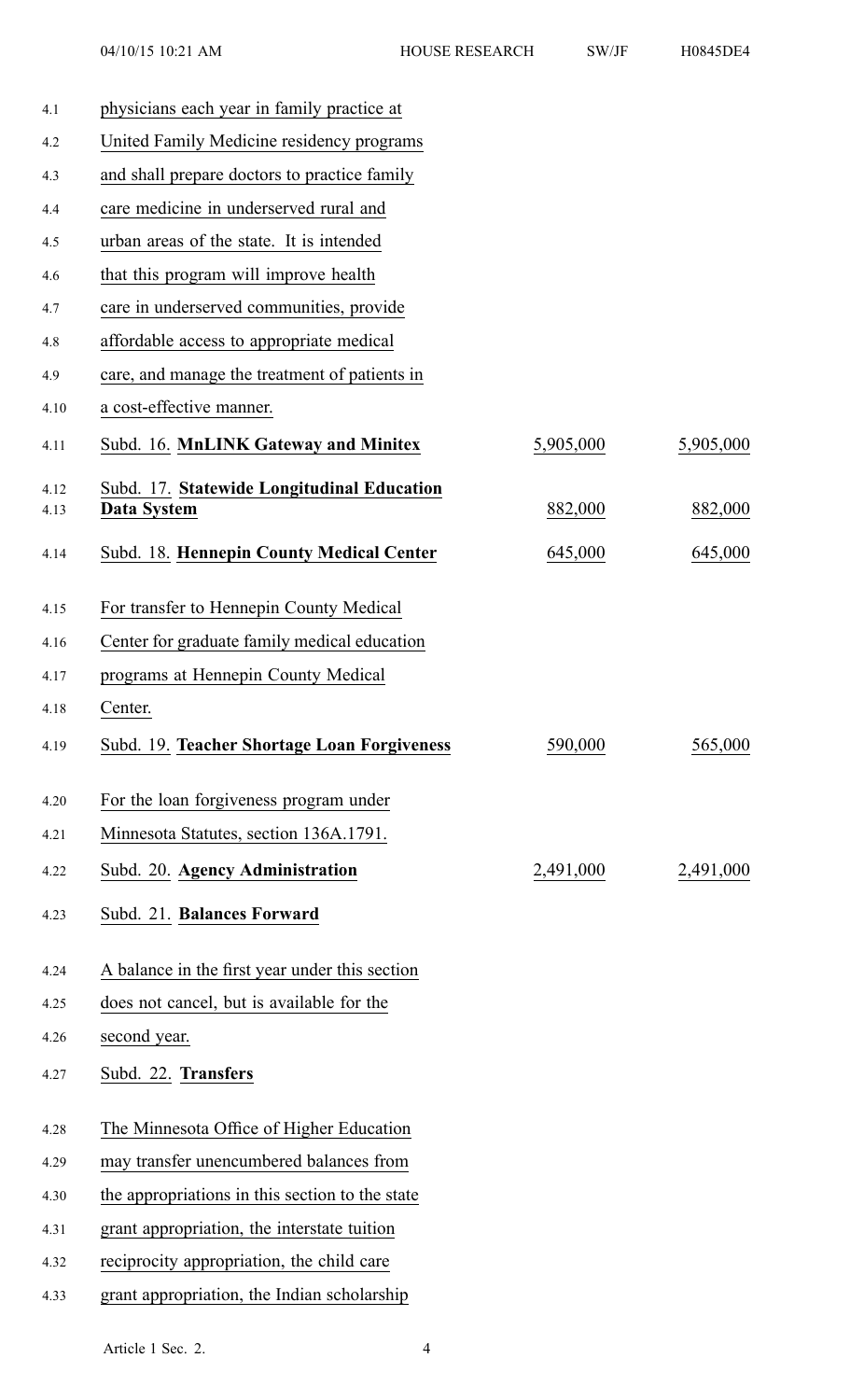physicians each year in family practice at United Family Medicine residency programs and shall prepare doctors to practice family care medicine in underserved rural and urban areas of the state. It is intended that this program will improve health care in underserved communities, provide affordable access to appropriate medical care, and manage the treatment of patients in a cost-effective manner.

| | | |
|---|---|---|
| Subd. 16. **MnLINK Gateway and Minitex** | 5,905,000 | 5,905,000 |
| Subd. 17. **Statewide Longitudinal Education Data System** | 882,000 | 882,000 |
| Subd. 18. **Hennepin County Medical Center** | 645,000 | 645,000 |

For transfer to Hennepin County Medical Center for graduate family medical education programs at Hennepin County Medical Center.

| | | |
|---|---|---|
| Subd. 19. **Teacher Shortage Loan Forgiveness** | 590,000 | 565,000 |

For the loan forgiveness program under Minnesota Statutes, section 136A.1791.

| | | |
|---|---|---|
| Subd. 20. **Agency Administration** | 2,491,000 | 2,491,000 |

Subd. 21. **Balances Forward**

A balance in the first year under this section does not cancel, but is available for the second year.

Subd. 22. **Transfers**

The Minnesota Office of Higher Education may transfer unencumbered balances from the appropriations in this section to the state grant appropriation, the interstate tuition reciprocity appropriation, the child care grant appropriation, the Indian scholarship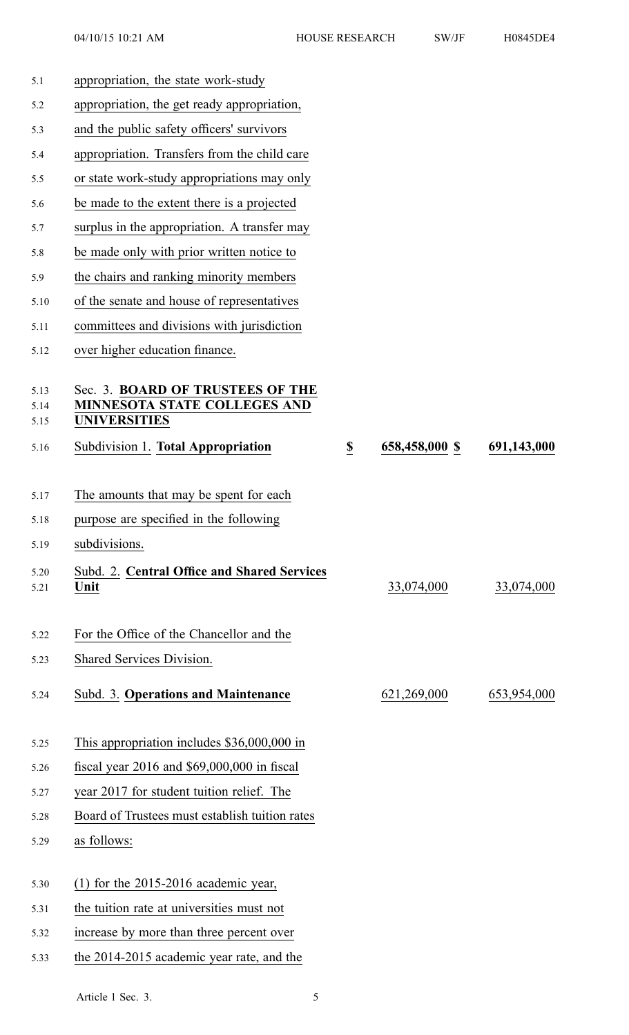appropriation, the state work-study appropriation, the get ready appropriation, and the public safety officers' survivors appropriation. Transfers from the child care or state work-study appropriations may only be made to the extent there is a projected surplus in the appropriation. A transfer may be made only with prior written notice to the chairs and ranking minority members of the senate and house of representatives committees and divisions with jurisdiction over higher education finance.

Sec. 3. **BOARD OF TRUSTEES OF THE MINNESOTA STATE COLLEGES AND UNIVERSITIES**

| | | |
|---|---|---|
| Subdivision 1. **Total Appropriation** | **$ 658,458,000** | **$ 691,143,000** |

The amounts that may be spent for each purpose are specified in the following subdivisions.

| | | |
|---|---|---|
| Subd. 2. **Central Office and Shared Services Unit** | 33,074,000 | 33,074,000 |

For the Office of the Chancellor and the Shared Services Division.

| | | |
|---|---|---|
| Subd. 3. **Operations and Maintenance** | 621,269,000 | 653,954,000 |

This appropriation includes $36,000,000 in fiscal year 2016 and $69,000,000 in fiscal year 2017 for student tuition relief. The Board of Trustees must establish tuition rates as follows:

(1) for the 2015-2016 academic year, the tuition rate at universities must not increase by more than three percent over the 2014-2015 academic year rate, and the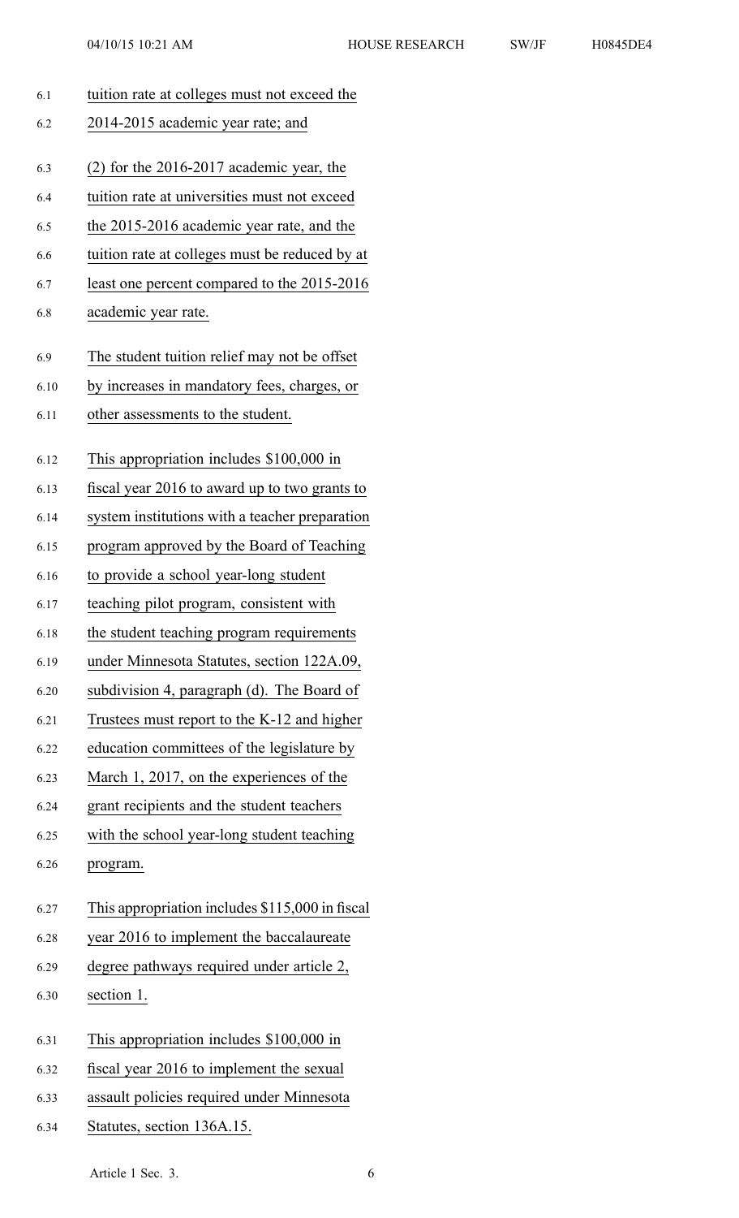tuition rate at colleges must not exceed the 2014-2015 academic year rate; and

(2) for the 2016-2017 academic year, the tuition rate at universities must not exceed the 2015-2016 academic year rate, and the tuition rate at colleges must be reduced by at least one percent compared to the 2015-2016 academic year rate.

The student tuition relief may not be offset by increases in mandatory fees, charges, or other assessments to the student.

This appropriation includes $100,000 in fiscal year 2016 to award up to two grants to system institutions with a teacher preparation program approved by the Board of Teaching to provide a school year-long student teaching pilot program, consistent with the student teaching program requirements under Minnesota Statutes, section 122A.09, subdivision 4, paragraph (d). The Board of Trustees must report to the K-12 and higher education committees of the legislature by March 1, 2017, on the experiences of the grant recipients and the student teachers with the school year-long student teaching program.

This appropriation includes $115,000 in fiscal year 2016 to implement the baccalaureate degree pathways required under article 2, section 1.

This appropriation includes $100,000 in fiscal year 2016 to implement the sexual assault policies required under Minnesota Statutes, section 136A.15.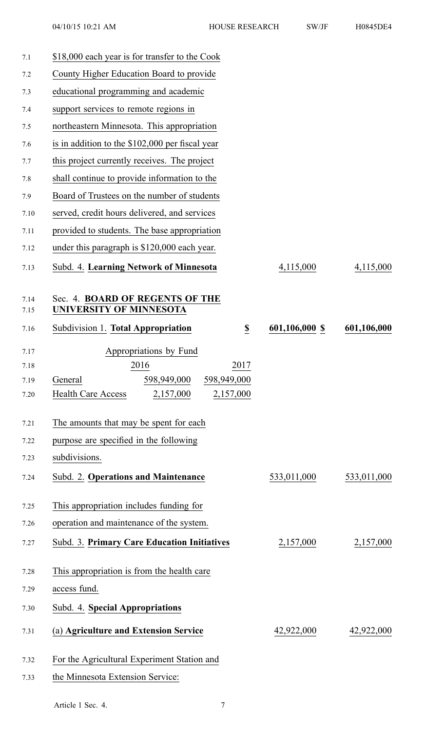$18,000 each year is for transfer to the Cook County Higher Education Board to provide educational programming and academic support services to remote regions in northeastern Minnesota. This appropriation is in addition to the $102,000 per fiscal year this project currently receives. The project shall continue to provide information to the Board of Trustees on the number of students served, credit hours delivered, and services provided to students. The base appropriation under this paragraph is $120,000 each year.

| | | |
|---|---|---|
| Subd. 4. **Learning Network of Minnesota** | 4,115,000 | 4,115,000 |

Sec. 4. **BOARD OF REGENTS OF THE UNIVERSITY OF MINNESOTA**

| | | | |
|---|---|---|---|
| Subdivision 1. **Total Appropriation** | $ | 601,106,000 $ | 601,106,000 |

Appropriations by Fund

| | 2016 | 2017 |
|---|---|---|
| General | 598,949,000 | 598,949,000 |
| Health Care Access | 2,157,000 | 2,157,000 |

The amounts that may be spent for each purpose are specified in the following subdivisions.

| | | |
|---|---|---|
| Subd. 2. **Operations and Maintenance** | 533,011,000 | 533,011,000 |

This appropriation includes funding for operation and maintenance of the system.

| | | |
|---|---|---|
| Subd. 3. **Primary Care Education Initiatives** | 2,157,000 | 2,157,000 |

This appropriation is from the health care access fund.

Subd. 4. **Special Appropriations**

| | | |
|---|---|---|
| (a) **Agriculture and Extension Service** | 42,922,000 | 42,922,000 |

For the Agricultural Experiment Station and the Minnesota Extension Service: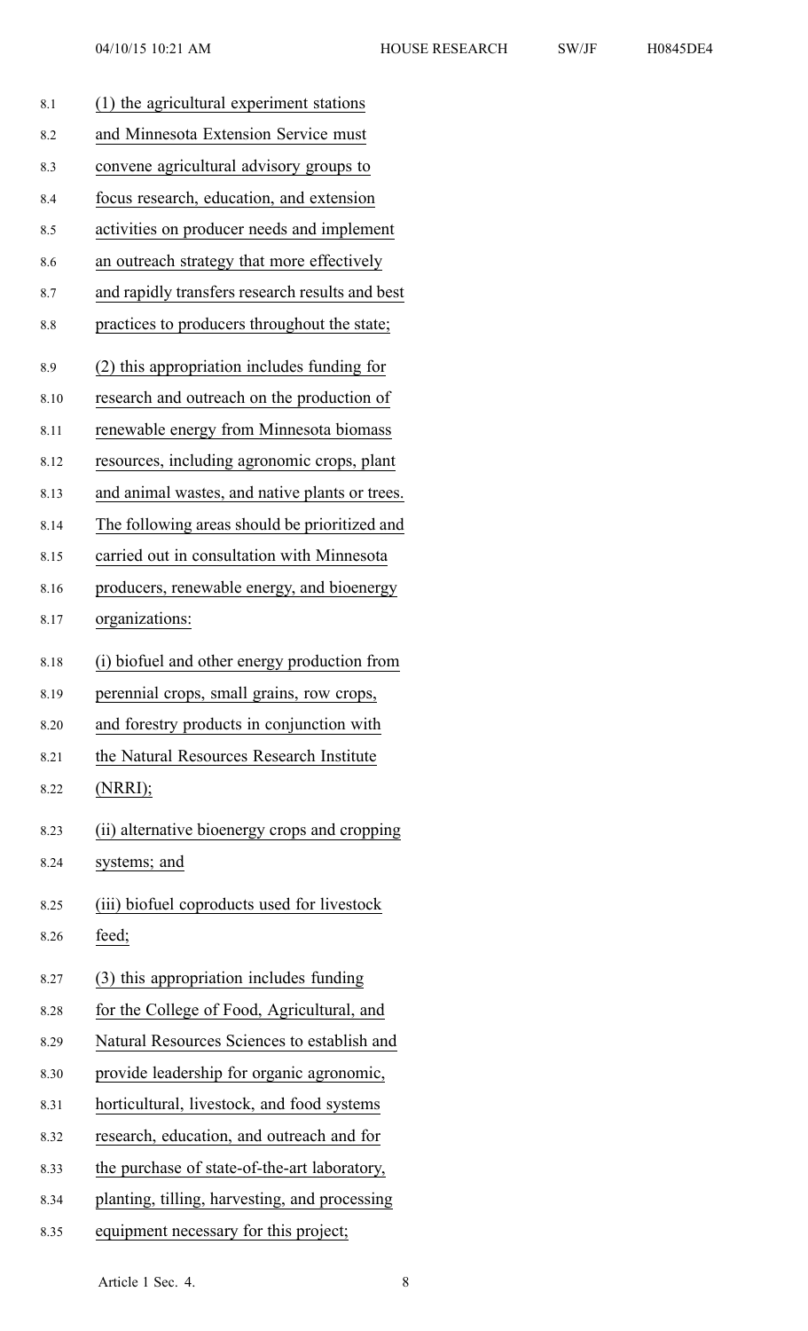(1) the agricultural experiment stations and Minnesota Extension Service must convene agricultural advisory groups to focus research, education, and extension activities on producer needs and implement an outreach strategy that more effectively and rapidly transfers research results and best practices to producers throughout the state;

(2) this appropriation includes funding for research and outreach on the production of renewable energy from Minnesota biomass resources, including agronomic crops, plant and animal wastes, and native plants or trees. The following areas should be prioritized and carried out in consultation with Minnesota producers, renewable energy, and bioenergy organizations:

(i) biofuel and other energy production from perennial crops, small grains, row crops, and forestry products in conjunction with the Natural Resources Research Institute (NRRI);

(ii) alternative bioenergy crops and cropping systems; and

(iii) biofuel coproducts used for livestock feed;

(3) this appropriation includes funding for the College of Food, Agricultural, and Natural Resources Sciences to establish and provide leadership for organic agronomic, horticultural, livestock, and food systems research, education, and outreach and for the purchase of state-of-the-art laboratory, planting, tilling, harvesting, and processing equipment necessary for this project;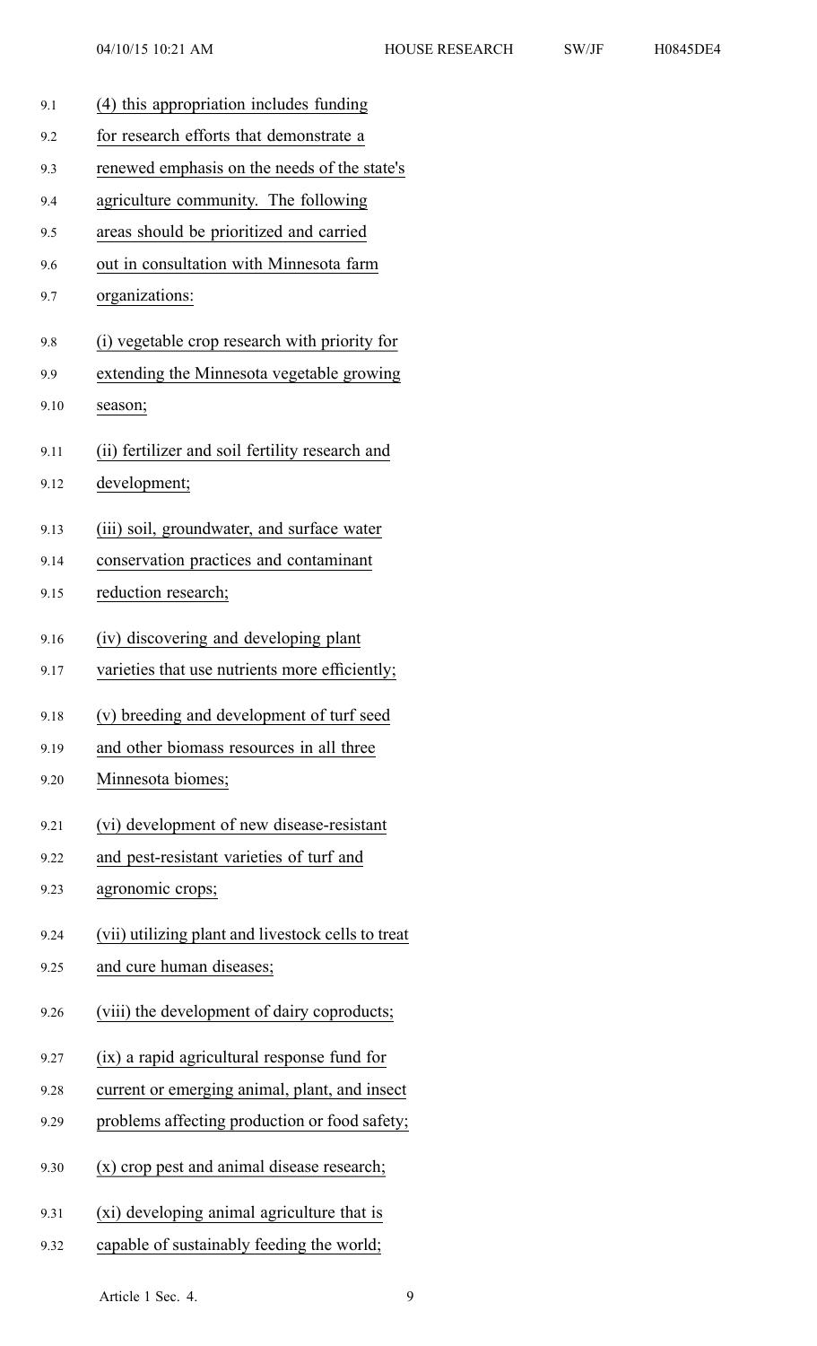(4) this appropriation includes funding for research efforts that demonstrate a renewed emphasis on the needs of the state's agriculture community. The following areas should be prioritized and carried out in consultation with Minnesota farm organizations:

(i) vegetable crop research with priority for extending the Minnesota vegetable growing season;

(ii) fertilizer and soil fertility research and development;

(iii) soil, groundwater, and surface water conservation practices and contaminant reduction research;

(iv) discovering and developing plant varieties that use nutrients more efficiently;

(v) breeding and development of turf seed and other biomass resources in all three Minnesota biomes;

(vi) development of new disease-resistant and pest-resistant varieties of turf and agronomic crops;

(vii) utilizing plant and livestock cells to treat and cure human diseases;

(viii) the development of dairy coproducts;

(ix) a rapid agricultural response fund for current or emerging animal, plant, and insect problems affecting production or food safety;

(x) crop pest and animal disease research;

(xi) developing animal agriculture that is capable of sustainably feeding the world;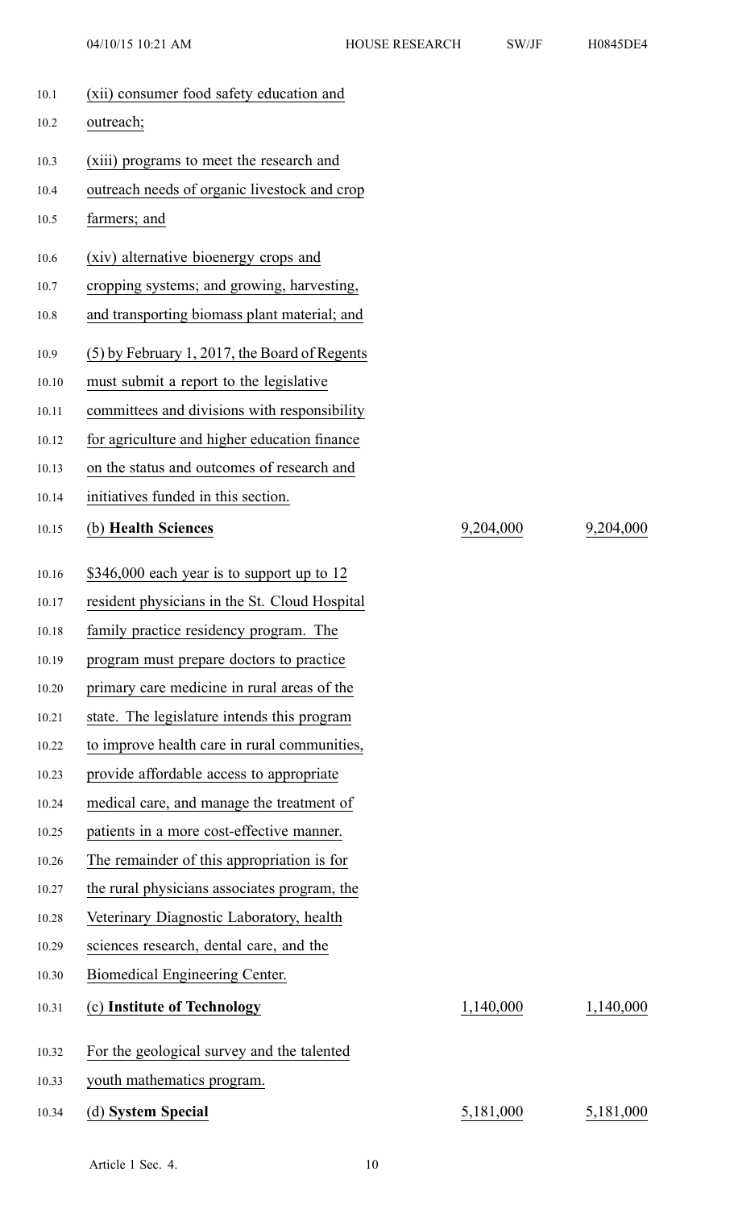(xii) consumer food safety education and outreach;

(xiii) programs to meet the research and outreach needs of organic livestock and crop farmers; and

(xiv) alternative bioenergy crops and cropping systems; and growing, harvesting, and transporting biomass plant material; and

(5) by February 1, 2017, the Board of Regents must submit a report to the legislative committees and divisions with responsibility for agriculture and higher education finance on the status and outcomes of research and initiatives funded in this section.

| | | |
|---|---|---|
| (b) **Health Sciences** | 9,204,000 | 9,204,000 |

$346,000 each year is to support up to 12 resident physicians in the St. Cloud Hospital family practice residency program. The program must prepare doctors to practice primary care medicine in rural areas of the state. The legislature intends this program to improve health care in rural communities, provide affordable access to appropriate medical care, and manage the treatment of patients in a more cost-effective manner. The remainder of this appropriation is for the rural physicians associates program, the Veterinary Diagnostic Laboratory, health sciences research, dental care, and the Biomedical Engineering Center.

| | | |
|---|---|---|
| (c) **Institute of Technology** | 1,140,000 | 1,140,000 |

For the geological survey and the talented youth mathematics program.

| | | |
|---|---|---|
| (d) **System Special** | 5,181,000 | 5,181,000 |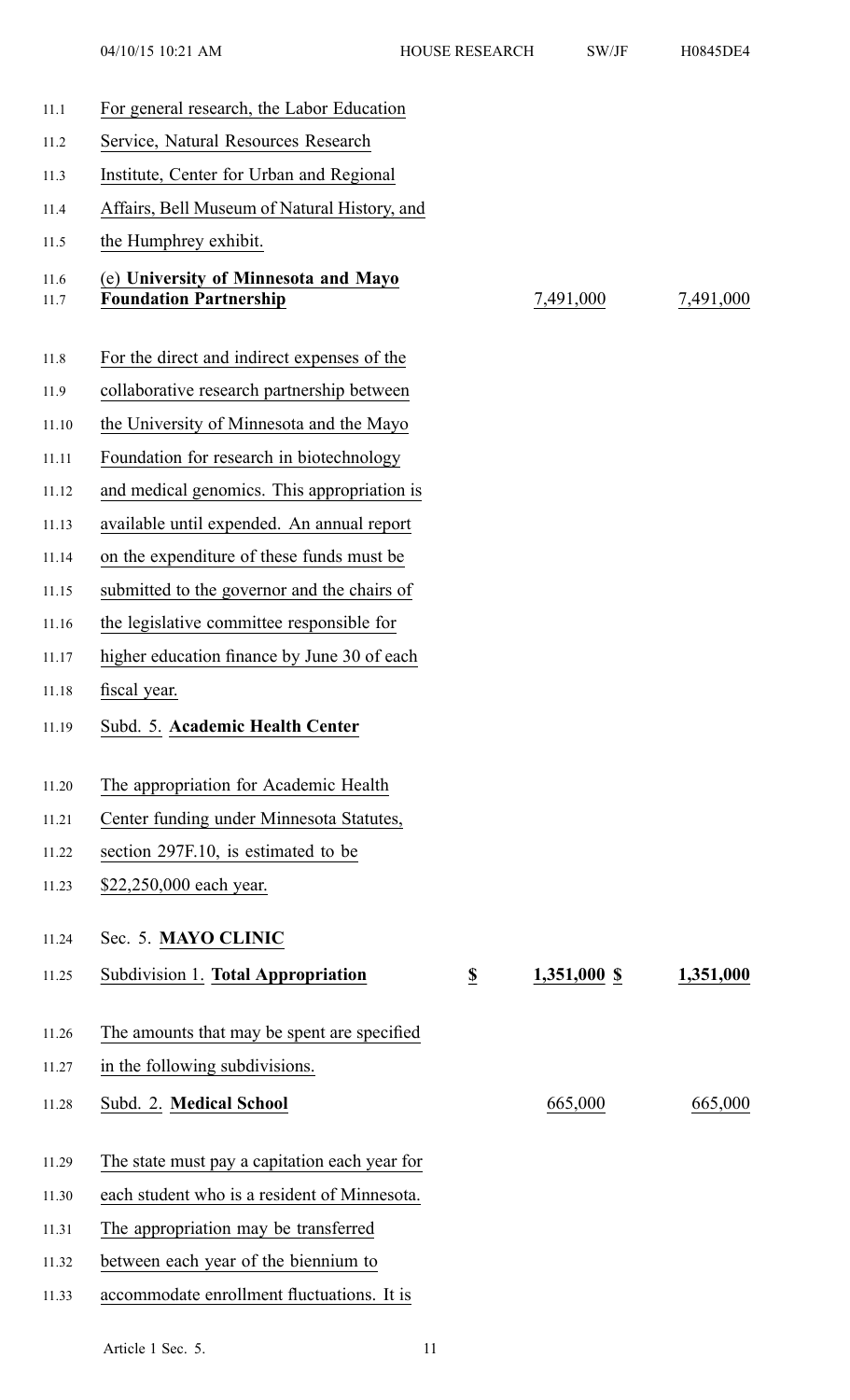For general research, the Labor Education Service, Natural Resources Research Institute, Center for Urban and Regional Affairs, Bell Museum of Natural History, and the Humphrey exhibit.

| | | |
|---|---|---|
| (e) **University of Minnesota and Mayo Foundation Partnership** | 7,491,000 | 7,491,000 |

For the direct and indirect expenses of the collaborative research partnership between the University of Minnesota and the Mayo Foundation for research in biotechnology and medical genomics. This appropriation is available until expended. An annual report on the expenditure of these funds must be submitted to the governor and the chairs of the legislative committee responsible for higher education finance by June 30 of each fiscal year.

Subd. 5. **Academic Health Center**

The appropriation for Academic Health Center funding under Minnesota Statutes, section 297F.10, is estimated to be $22,250,000 each year.

Sec. 5. **MAYO CLINIC**

| | | | |
|---|---|---|---|
| Subdivision 1. **Total Appropriation** | **$** | **1,351,000 $** | **1,351,000** |

The amounts that may be spent are specified in the following subdivisions.

| | | |
|---|---|---|
| Subd. 2. **Medical School** | 665,000 | 665,000 |

The state must pay a capitation each year for each student who is a resident of Minnesota. The appropriation may be transferred between each year of the biennium to accommodate enrollment fluctuations. It is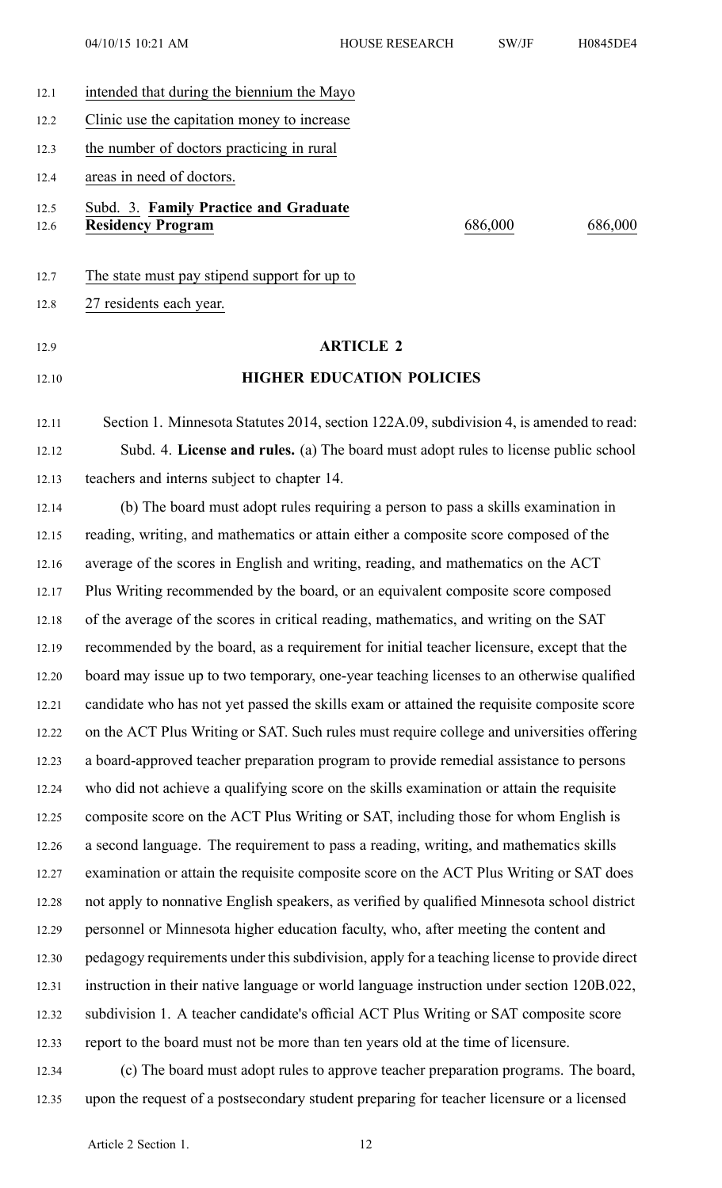intended that during the biennium the Mayo Clinic use the capitation money to increase the number of doctors practicing in rural areas in need of doctors.

| | | |
|---|---|---|
| Subd. 3. **Family Practice and Graduate Residency Program** | 686,000 | 686,000 |

The state must pay stipend support for up to 27 residents each year.

## ARTICLE 2

## HIGHER EDUCATION POLICIES

Section 1. Minnesota Statutes 2014, section 122A.09, subdivision 4, is amended to read:

Subd. 4. **License and rules.** (a) The board must adopt rules to license public school teachers and interns subject to chapter 14.

(b) The board must adopt rules requiring a person to pass a skills examination in reading, writing, and mathematics or attain either a composite score composed of the average of the scores in English and writing, reading, and mathematics on the ACT Plus Writing recommended by the board, or an equivalent composite score composed of the average of the scores in critical reading, mathematics, and writing on the SAT recommended by the board, as a requirement for initial teacher licensure, except that the board may issue up to two temporary, one-year teaching licenses to an otherwise qualified candidate who has not yet passed the skills exam or attained the requisite composite score on the ACT Plus Writing or SAT. Such rules must require college and universities offering a board-approved teacher preparation program to provide remedial assistance to persons who did not achieve a qualifying score on the skills examination or attain the requisite composite score on the ACT Plus Writing or SAT, including those for whom English is a second language. The requirement to pass a reading, writing, and mathematics skills examination or attain the requisite composite score on the ACT Plus Writing or SAT does not apply to nonnative English speakers, as verified by qualified Minnesota school district personnel or Minnesota higher education faculty, who, after meeting the content and pedagogy requirements under this subdivision, apply for a teaching license to provide direct instruction in their native language or world language instruction under section 120B.022, subdivision 1. A teacher candidate's official ACT Plus Writing or SAT composite score report to the board must not be more than ten years old at the time of licensure.

(c) The board must adopt rules to approve teacher preparation programs. The board, upon the request of a postsecondary student preparing for teacher licensure or a licensed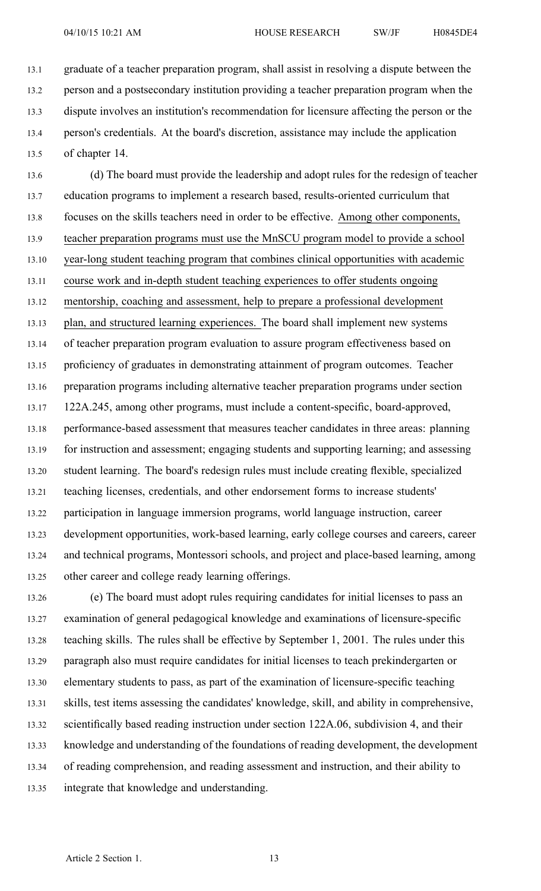graduate of a teacher preparation program, shall assist in resolving a dispute between the person and a postsecondary institution providing a teacher preparation program when the dispute involves an institution's recommendation for licensure affecting the person or the person's credentials. At the board's discretion, assistance may include the application of chapter 14.

(d) The board must provide the leadership and adopt rules for the redesign of teacher education programs to implement a research based, results-oriented curriculum that focuses on the skills teachers need in order to be effective. Among other components, teacher preparation programs must use the MnSCU program model to provide a school year-long student teaching program that combines clinical opportunities with academic course work and in-depth student teaching experiences to offer students ongoing mentorship, coaching and assessment, help to prepare a professional development plan, and structured learning experiences. The board shall implement new systems of teacher preparation program evaluation to assure program effectiveness based on proficiency of graduates in demonstrating attainment of program outcomes. Teacher preparation programs including alternative teacher preparation programs under section 122A.245, among other programs, must include a content-specific, board-approved, performance-based assessment that measures teacher candidates in three areas: planning for instruction and assessment; engaging students and supporting learning; and assessing student learning. The board's redesign rules must include creating flexible, specialized teaching licenses, credentials, and other endorsement forms to increase students' participation in language immersion programs, world language instruction, career development opportunities, work-based learning, early college courses and careers, career and technical programs, Montessori schools, and project and place-based learning, among other career and college ready learning offerings.

(e) The board must adopt rules requiring candidates for initial licenses to pass an examination of general pedagogical knowledge and examinations of licensure-specific teaching skills. The rules shall be effective by September 1, 2001. The rules under this paragraph also must require candidates for initial licenses to teach prekindergarten or elementary students to pass, as part of the examination of licensure-specific teaching skills, test items assessing the candidates' knowledge, skill, and ability in comprehensive, scientifically based reading instruction under section 122A.06, subdivision 4, and their knowledge and understanding of the foundations of reading development, the development of reading comprehension, and reading assessment and instruction, and their ability to integrate that knowledge and understanding.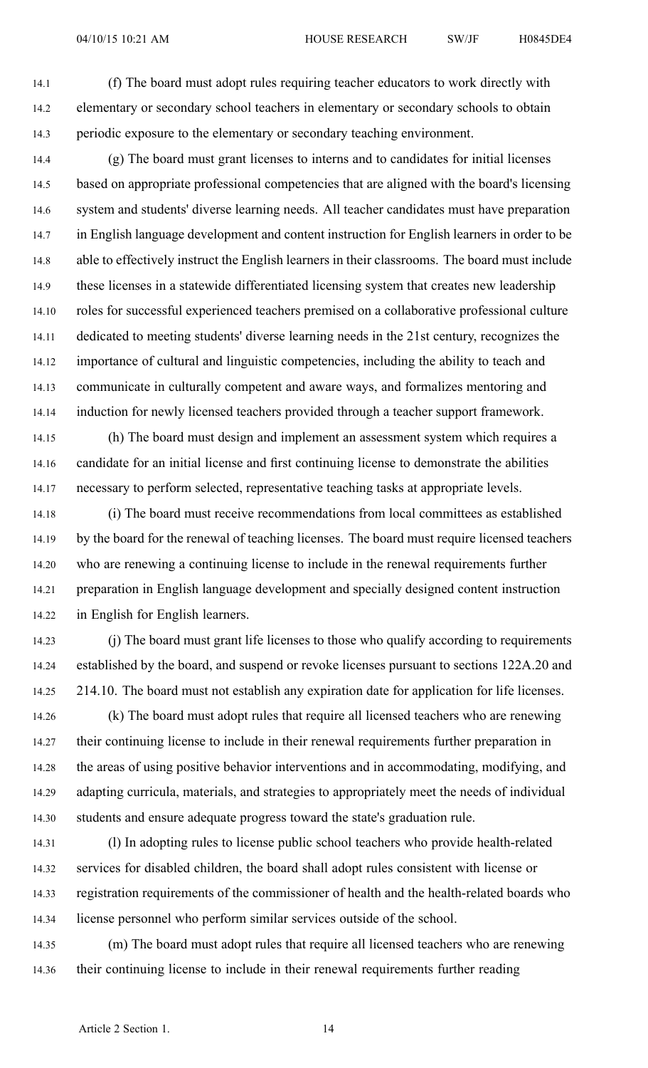(f) The board must adopt rules requiring teacher educators to work directly with elementary or secondary school teachers in elementary or secondary schools to obtain periodic exposure to the elementary or secondary teaching environment.

(g) The board must grant licenses to interns and to candidates for initial licenses based on appropriate professional competencies that are aligned with the board's licensing system and students' diverse learning needs. All teacher candidates must have preparation in English language development and content instruction for English learners in order to be able to effectively instruct the English learners in their classrooms. The board must include these licenses in a statewide differentiated licensing system that creates new leadership roles for successful experienced teachers premised on a collaborative professional culture dedicated to meeting students' diverse learning needs in the 21st century, recognizes the importance of cultural and linguistic competencies, including the ability to teach and communicate in culturally competent and aware ways, and formalizes mentoring and induction for newly licensed teachers provided through a teacher support framework.

(h) The board must design and implement an assessment system which requires a candidate for an initial license and first continuing license to demonstrate the abilities necessary to perform selected, representative teaching tasks at appropriate levels.

(i) The board must receive recommendations from local committees as established by the board for the renewal of teaching licenses. The board must require licensed teachers who are renewing a continuing license to include in the renewal requirements further preparation in English language development and specially designed content instruction in English for English learners.

(j) The board must grant life licenses to those who qualify according to requirements established by the board, and suspend or revoke licenses pursuant to sections 122A.20 and 214.10. The board must not establish any expiration date for application for life licenses.

(k) The board must adopt rules that require all licensed teachers who are renewing their continuing license to include in their renewal requirements further preparation in the areas of using positive behavior interventions and in accommodating, modifying, and adapting curricula, materials, and strategies to appropriately meet the needs of individual students and ensure adequate progress toward the state's graduation rule.

(l) In adopting rules to license public school teachers who provide health-related services for disabled children, the board shall adopt rules consistent with license or registration requirements of the commissioner of health and the health-related boards who license personnel who perform similar services outside of the school.

(m) The board must adopt rules that require all licensed teachers who are renewing their continuing license to include in their renewal requirements further reading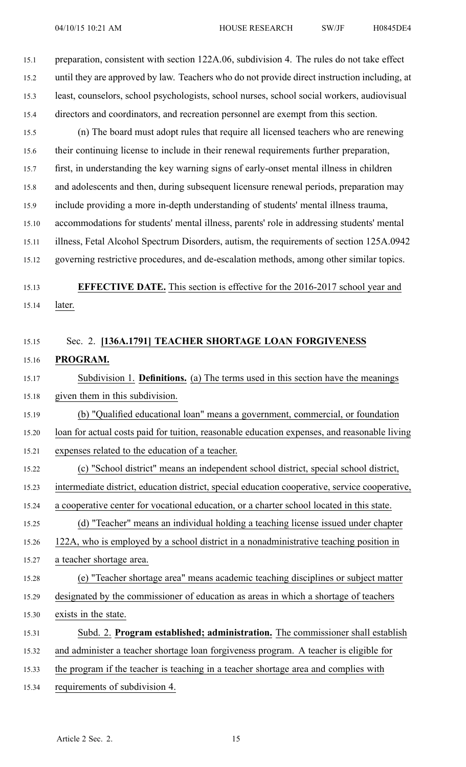preparation, consistent with section 122A.06, subdivision 4. The rules do not take effect until they are approved by law. Teachers who do not provide direct instruction including, at least, counselors, school psychologists, school nurses, school social workers, audiovisual directors and coordinators, and recreation personnel are exempt from this section.

(n) The board must adopt rules that require all licensed teachers who are renewing their continuing license to include in their renewal requirements further preparation, first, in understanding the key warning signs of early-onset mental illness in children and adolescents and then, during subsequent licensure renewal periods, preparation may include providing a more in-depth understanding of students' mental illness trauma, accommodations for students' mental illness, parents' role in addressing students' mental illness, Fetal Alcohol Spectrum Disorders, autism, the requirements of section 125A.0942 governing restrictive procedures, and de-escalation methods, among other similar topics.

**EFFECTIVE DATE.** This section is effective for the 2016-2017 school year and later.

Sec. 2. **[136A.1791] TEACHER SHORTAGE LOAN FORGIVENESS PROGRAM.**

Subdivision 1. **Definitions.** (a) The terms used in this section have the meanings given them in this subdivision.

(b) "Qualified educational loan" means a government, commercial, or foundation loan for actual costs paid for tuition, reasonable education expenses, and reasonable living expenses related to the education of a teacher.

(c) "School district" means an independent school district, special school district, intermediate district, education district, special education cooperative, service cooperative, a cooperative center for vocational education, or a charter school located in this state.

(d) "Teacher" means an individual holding a teaching license issued under chapter 122A, who is employed by a school district in a nonadministrative teaching position in a teacher shortage area.

(e) "Teacher shortage area" means academic teaching disciplines or subject matter designated by the commissioner of education as areas in which a shortage of teachers exists in the state.

Subd. 2. **Program established; administration.** The commissioner shall establish and administer a teacher shortage loan forgiveness program. A teacher is eligible for the program if the teacher is teaching in a teacher shortage area and complies with requirements of subdivision 4.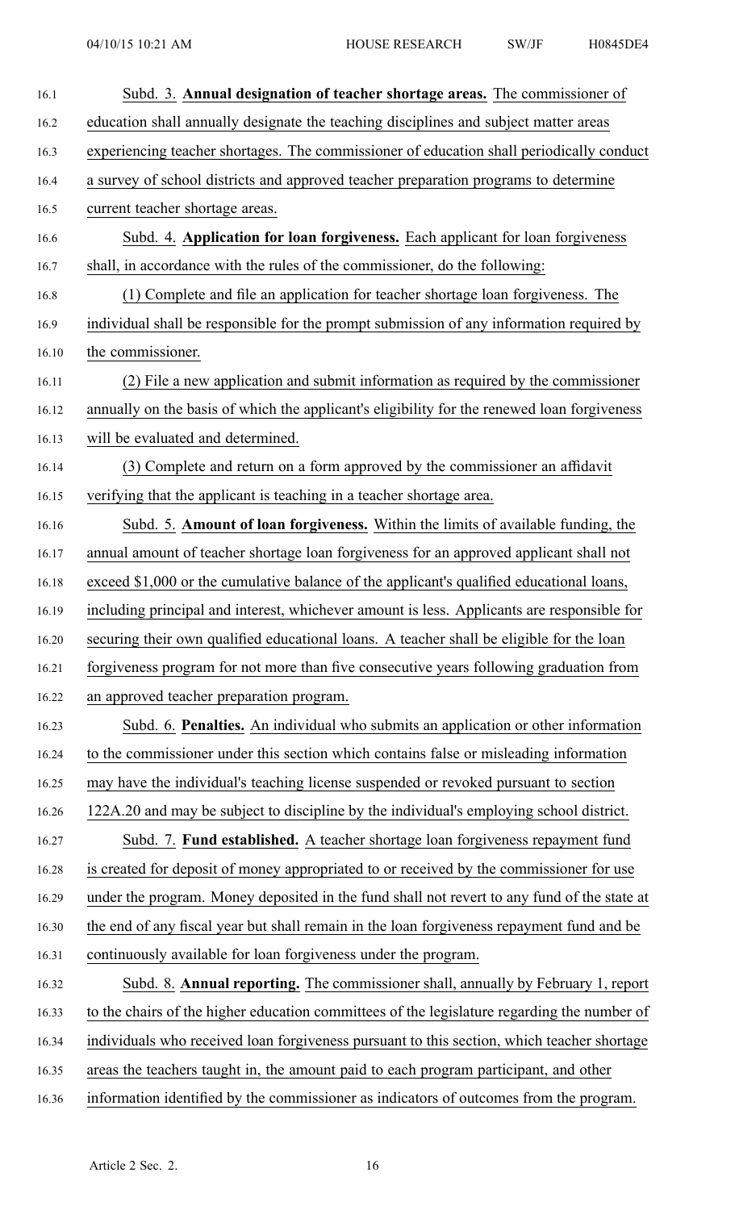Subd. 3. **Annual designation of teacher shortage areas.** The commissioner of education shall annually designate the teaching disciplines and subject matter areas experiencing teacher shortages. The commissioner of education shall periodically conduct a survey of school districts and approved teacher preparation programs to determine current teacher shortage areas.

Subd. 4. **Application for loan forgiveness.** Each applicant for loan forgiveness shall, in accordance with the rules of the commissioner, do the following:

(1) Complete and file an application for teacher shortage loan forgiveness. The individual shall be responsible for the prompt submission of any information required by the commissioner.

(2) File a new application and submit information as required by the commissioner annually on the basis of which the applicant's eligibility for the renewed loan forgiveness will be evaluated and determined.

(3) Complete and return on a form approved by the commissioner an affidavit verifying that the applicant is teaching in a teacher shortage area.

Subd. 5. **Amount of loan forgiveness.** Within the limits of available funding, the annual amount of teacher shortage loan forgiveness for an approved applicant shall not exceed $1,000 or the cumulative balance of the applicant's qualified educational loans, including principal and interest, whichever amount is less. Applicants are responsible for securing their own qualified educational loans. A teacher shall be eligible for the loan forgiveness program for not more than five consecutive years following graduation from an approved teacher preparation program.

Subd. 6. **Penalties.** An individual who submits an application or other information to the commissioner under this section which contains false or misleading information may have the individual's teaching license suspended or revoked pursuant to section 122A.20 and may be subject to discipline by the individual's employing school district.

Subd. 7. **Fund established.** A teacher shortage loan forgiveness repayment fund is created for deposit of money appropriated to or received by the commissioner for use under the program. Money deposited in the fund shall not revert to any fund of the state at the end of any fiscal year but shall remain in the loan forgiveness repayment fund and be continuously available for loan forgiveness under the program.

Subd. 8. **Annual reporting.** The commissioner shall, annually by February 1, report to the chairs of the higher education committees of the legislature regarding the number of individuals who received loan forgiveness pursuant to this section, which teacher shortage areas the teachers taught in, the amount paid to each program participant, and other information identified by the commissioner as indicators of outcomes from the program.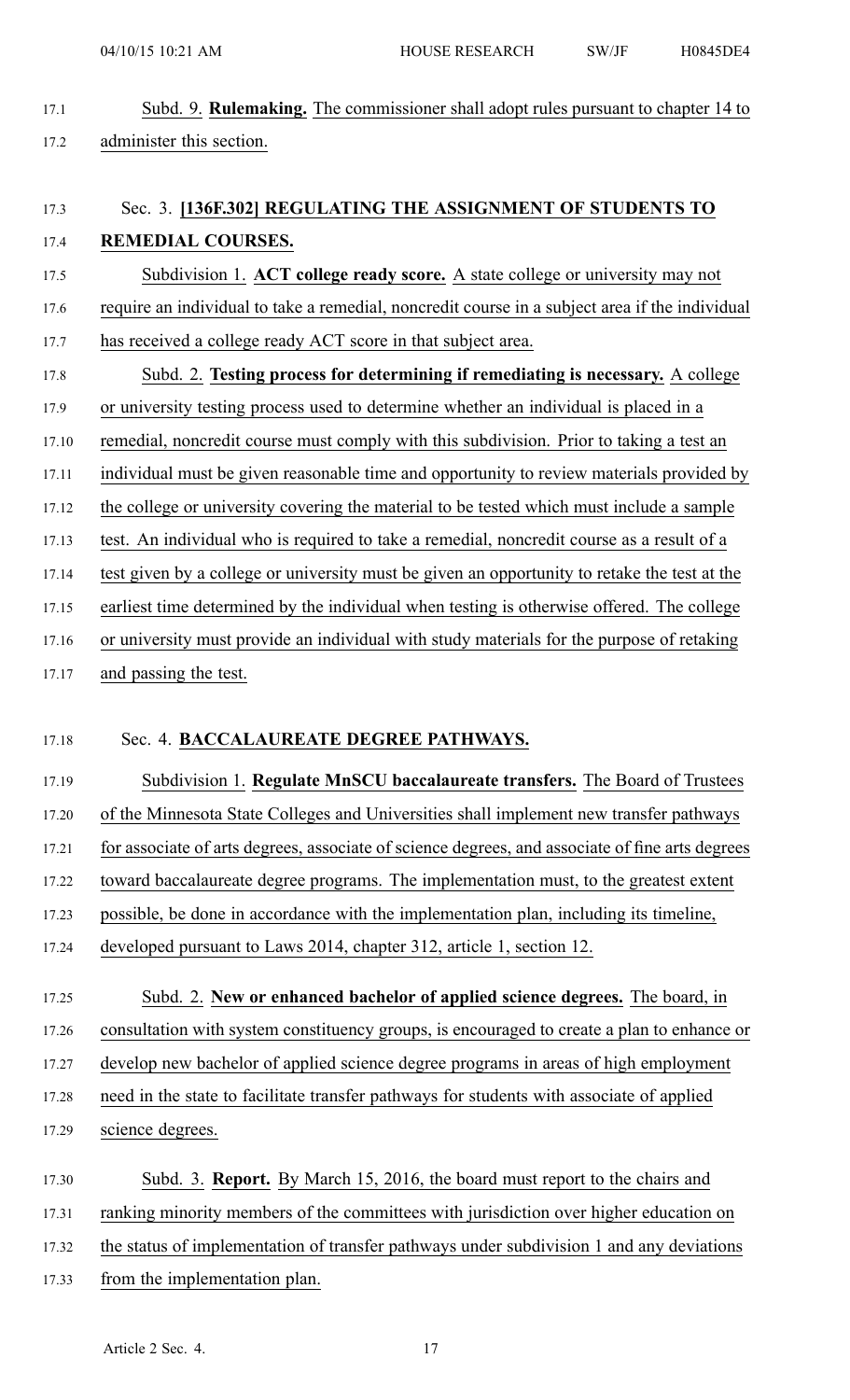Subd. 9. **Rulemaking.** The commissioner shall adopt rules pursuant to chapter 14 to administer this section.

### Sec. 3. [136F.302] REGULATING THE ASSIGNMENT OF STUDENTS TO REMEDIAL COURSES.

Subdivision 1. **ACT college ready score.** A state college or university may not require an individual to take a remedial, noncredit course in a subject area if the individual has received a college ready ACT score in that subject area.

Subd. 2. **Testing process for determining if remediating is necessary.** A college or university testing process used to determine whether an individual is placed in a remedial, noncredit course must comply with this subdivision. Prior to taking a test an individual must be given reasonable time and opportunity to review materials provided by the college or university covering the material to be tested which must include a sample test. An individual who is required to take a remedial, noncredit course as a result of a test given by a college or university must be given an opportunity to retake the test at the earliest time determined by the individual when testing is otherwise offered. The college or university must provide an individual with study materials for the purpose of retaking and passing the test.

### Sec. 4. BACCALAUREATE DEGREE PATHWAYS.

Subdivision 1. **Regulate MnSCU baccalaureate transfers.** The Board of Trustees of the Minnesota State Colleges and Universities shall implement new transfer pathways for associate of arts degrees, associate of science degrees, and associate of fine arts degrees toward baccalaureate degree programs. The implementation must, to the greatest extent possible, be done in accordance with the implementation plan, including its timeline, developed pursuant to Laws 2014, chapter 312, article 1, section 12.

Subd. 2. **New or enhanced bachelor of applied science degrees.** The board, in consultation with system constituency groups, is encouraged to create a plan to enhance or develop new bachelor of applied science degree programs in areas of high employment need in the state to facilitate transfer pathways for students with associate of applied science degrees.

Subd. 3. **Report.** By March 15, 2016, the board must report to the chairs and ranking minority members of the committees with jurisdiction over higher education on the status of implementation of transfer pathways under subdivision 1 and any deviations from the implementation plan.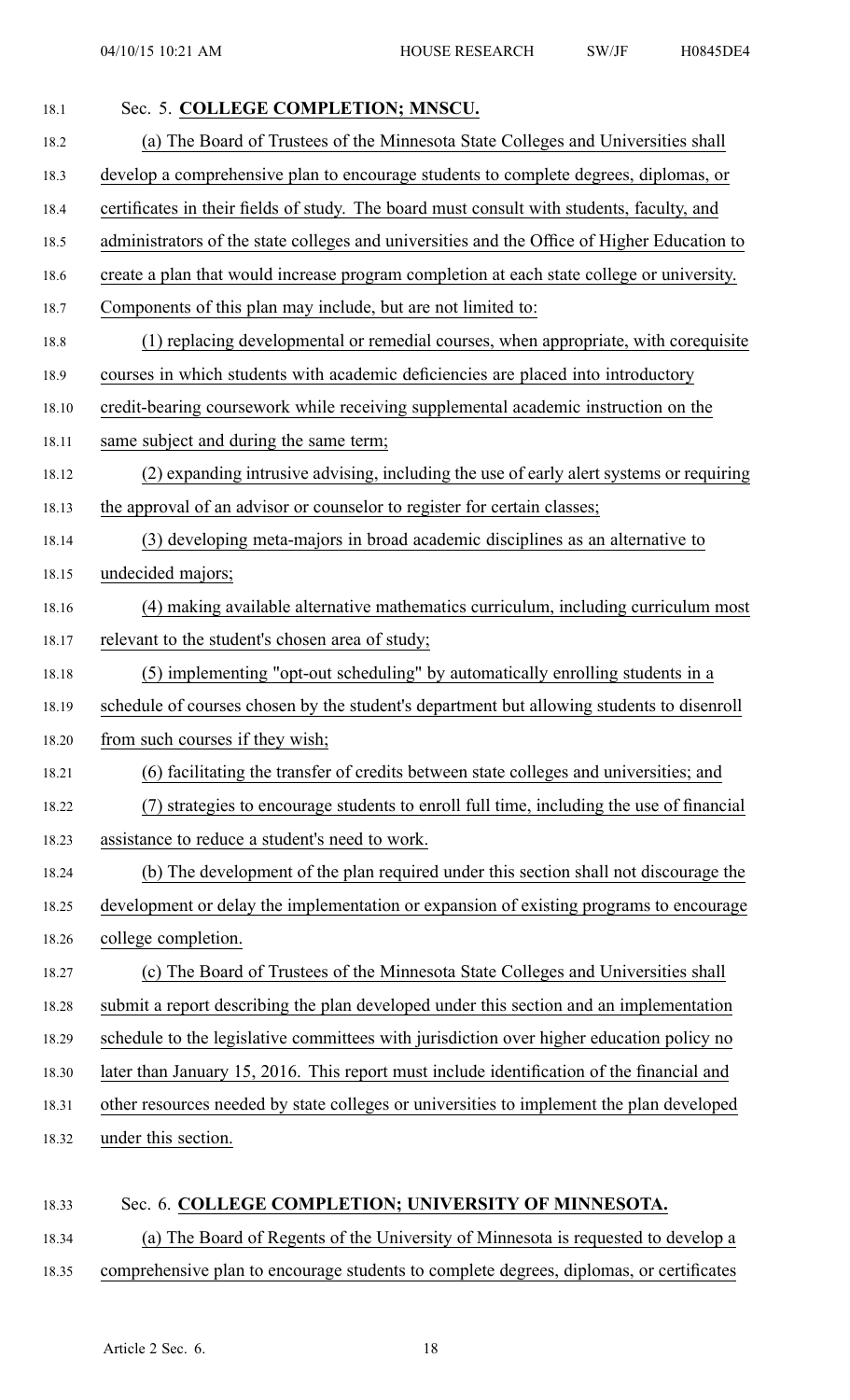Sec. 5. **COLLEGE COMPLETION; MNSCU.**

(a) The Board of Trustees of the Minnesota State Colleges and Universities shall develop a comprehensive plan to encourage students to complete degrees, diplomas, or certificates in their fields of study. The board must consult with students, faculty, and administrators of the state colleges and universities and the Office of Higher Education to create a plan that would increase program completion at each state college or university. Components of this plan may include, but are not limited to:

(1) replacing developmental or remedial courses, when appropriate, with corequisite courses in which students with academic deficiencies are placed into introductory credit-bearing coursework while receiving supplemental academic instruction on the same subject and during the same term;

(2) expanding intrusive advising, including the use of early alert systems or requiring the approval of an advisor or counselor to register for certain classes;

(3) developing meta-majors in broad academic disciplines as an alternative to undecided majors;

(4) making available alternative mathematics curriculum, including curriculum most relevant to the student's chosen area of study;

(5) implementing "opt-out scheduling" by automatically enrolling students in a schedule of courses chosen by the student's department but allowing students to disenroll from such courses if they wish;

(6) facilitating the transfer of credits between state colleges and universities; and

(7) strategies to encourage students to enroll full time, including the use of financial assistance to reduce a student's need to work.

(b) The development of the plan required under this section shall not discourage the development or delay the implementation or expansion of existing programs to encourage college completion.

(c) The Board of Trustees of the Minnesota State Colleges and Universities shall submit a report describing the plan developed under this section and an implementation schedule to the legislative committees with jurisdiction over higher education policy no later than January 15, 2016. This report must include identification of the financial and other resources needed by state colleges or universities to implement the plan developed under this section.

Sec. 6. **COLLEGE COMPLETION; UNIVERSITY OF MINNESOTA.**

(a) The Board of Regents of the University of Minnesota is requested to develop a comprehensive plan to encourage students to complete degrees, diplomas, or certificates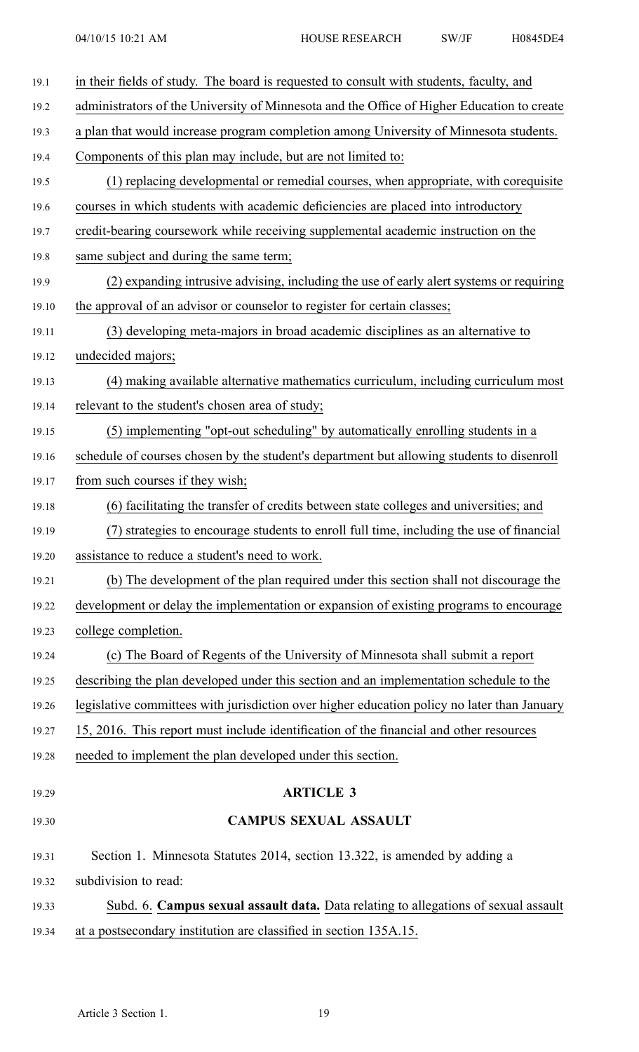in their fields of study. The board is requested to consult with students, faculty, and administrators of the University of Minnesota and the Office of Higher Education to create a plan that would increase program completion among University of Minnesota students. Components of this plan may include, but are not limited to:

(1) replacing developmental or remedial courses, when appropriate, with corequisite courses in which students with academic deficiencies are placed into introductory credit-bearing coursework while receiving supplemental academic instruction on the same subject and during the same term;

(2) expanding intrusive advising, including the use of early alert systems or requiring the approval of an advisor or counselor to register for certain classes;

(3) developing meta-majors in broad academic disciplines as an alternative to undecided majors;

(4) making available alternative mathematics curriculum, including curriculum most relevant to the student's chosen area of study;

(5) implementing "opt-out scheduling" by automatically enrolling students in a schedule of courses chosen by the student's department but allowing students to disenroll from such courses if they wish;

(6) facilitating the transfer of credits between state colleges and universities; and

(7) strategies to encourage students to enroll full time, including the use of financial assistance to reduce a student's need to work.

(b) The development of the plan required under this section shall not discourage the development or delay the implementation or expansion of existing programs to encourage college completion.

(c) The Board of Regents of the University of Minnesota shall submit a report describing the plan developed under this section and an implementation schedule to the legislative committees with jurisdiction over higher education policy no later than January 15, 2016. This report must include identification of the financial and other resources needed to implement the plan developed under this section.

## ARTICLE 3

## CAMPUS SEXUAL ASSAULT

Section 1. Minnesota Statutes 2014, section 13.322, is amended by adding a subdivision to read:

Subd. 6. **Campus sexual assault data.** Data relating to allegations of sexual assault at a postsecondary institution are classified in section 135A.15.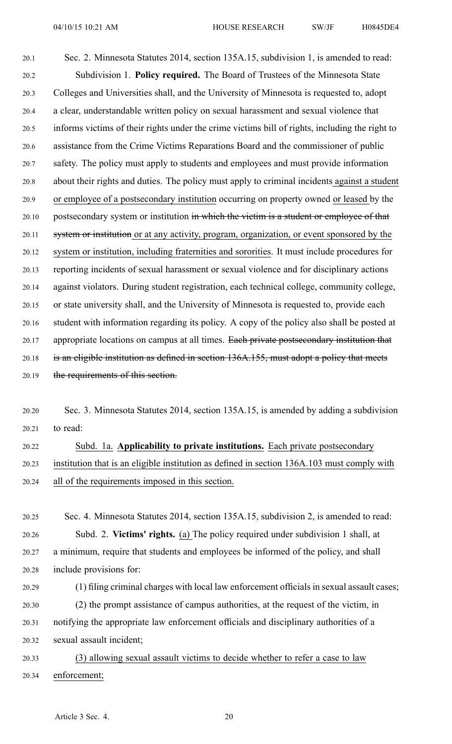Sec. 2. Minnesota Statutes 2014, section 135A.15, subdivision 1, is amended to read:

Subdivision 1. **Policy required.** The Board of Trustees of the Minnesota State Colleges and Universities shall, and the University of Minnesota is requested to, adopt a clear, understandable written policy on sexual harassment and sexual violence that informs victims of their rights under the crime victims bill of rights, including the right to assistance from the Crime Victims Reparations Board and the commissioner of public safety. The policy must apply to students and employees and must provide information about their rights and duties. The policy must apply to criminal incidents <u>against a student or employee of a postsecondary institution</u> occurring on property owned <u>or leased</u> by the postsecondary system or institution ~~in which the victim is a student or employee of that system or institution~~ <u>or at any activity, program, organization, or event sponsored by the system or institution, including fraternities and sororities</u>. It must include procedures for reporting incidents of sexual harassment or sexual violence and for disciplinary actions against violators. During student registration, each technical college, community college, or state university shall, and the University of Minnesota is requested to, provide each student with information regarding its policy. A copy of the policy also shall be posted at appropriate locations on campus at all times. ~~Each private postsecondary institution that is an eligible institution as defined in section 136A.155, must adopt a policy that meets the requirements of this section.~~

Sec. 3. Minnesota Statutes 2014, section 135A.15, is amended by adding a subdivision to read:

<u>Subd. 1a.</u> <u>**Applicability to private institutions.**</u> <u>Each private postsecondary institution that is an eligible institution as defined in section 136A.103 must comply with all of the requirements imposed in this section.</u>

Sec. 4. Minnesota Statutes 2014, section 135A.15, subdivision 2, is amended to read:

Subd. 2. **Victims' rights.** <u>(a)</u> The policy required under subdivision 1 shall, at a minimum, require that students and employees be informed of the policy, and shall include provisions for:

(1) filing criminal charges with local law enforcement officials in sexual assault cases;

(2) the prompt assistance of campus authorities, at the request of the victim, in notifying the appropriate law enforcement officials and disciplinary authorities of a sexual assault incident;

<u>(3) allowing sexual assault victims to decide whether to refer a case to law enforcement;</u>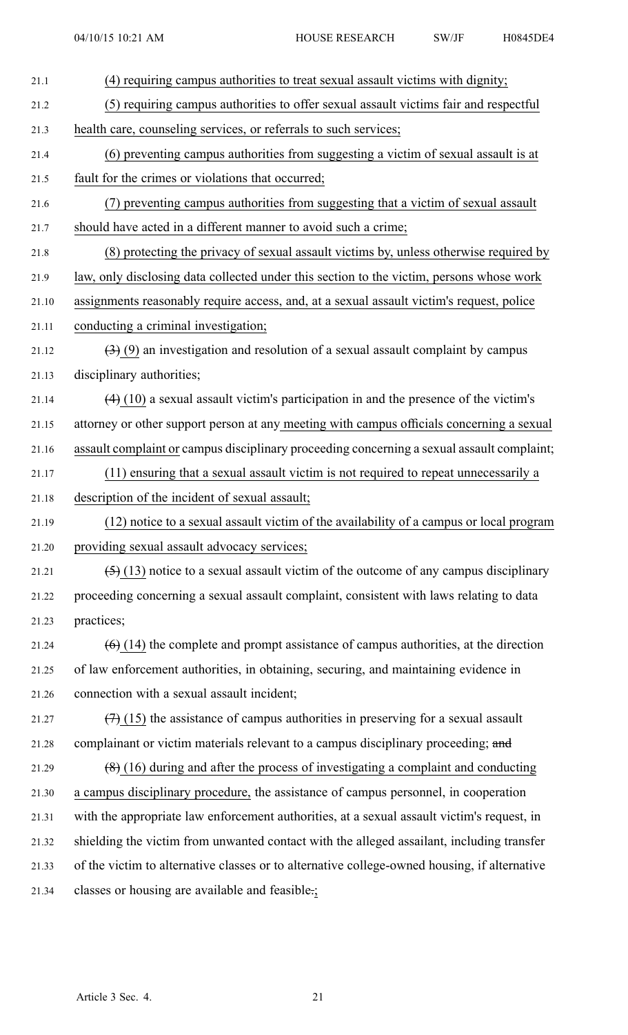21.1 (4) requiring campus authorities to treat sexual assault victims with dignity;

21.2 (5) requiring campus authorities to offer sexual assault victims fair and respectful

21.3 health care, counseling services, or referrals to such services;

21.4 (6) preventing campus authorities from suggesting a victim of sexual assault is at

21.5 fault for the crimes or violations that occurred;

21.6 (7) preventing campus authorities from suggesting that a victim of sexual assault

21.7 should have acted in a different manner to avoid such a crime;

21.8 (8) protecting the privacy of sexual assault victims by, unless otherwise required by

21.9 law, only disclosing data collected under this section to the victim, persons whose work

21.10 assignments reasonably require access, and, at a sexual assault victim's request, police

21.11 conducting a criminal investigation;

21.12 ~~(3)~~ (9) an investigation and resolution of a sexual assault complaint by campus

21.13 disciplinary authorities;

21.14 ~~(4)~~ (10) a sexual assault victim's participation in and the presence of the victim's

21.15 attorney or other support person at any meeting with campus officials concerning a sexual

21.16 assault complaint or campus disciplinary proceeding concerning a sexual assault complaint;

21.17 (11) ensuring that a sexual assault victim is not required to repeat unnecessarily a

21.18 description of the incident of sexual assault;

21.19 (12) notice to a sexual assault victim of the availability of a campus or local program

21.20 providing sexual assault advocacy services;

21.21 ~~(5)~~ (13) notice to a sexual assault victim of the outcome of any campus disciplinary

21.22 proceeding concerning a sexual assault complaint, consistent with laws relating to data

21.23 practices;

21.24 ~~(6)~~ (14) the complete and prompt assistance of campus authorities, at the direction

21.25 of law enforcement authorities, in obtaining, securing, and maintaining evidence in

21.26 connection with a sexual assault incident;

21.27 ~~(7)~~ (15) the assistance of campus authorities in preserving for a sexual assault

21.28 complainant or victim materials relevant to a campus disciplinary proceeding; ~~and~~

21.29 ~~(8)~~ (16) during and after the process of investigating a complaint and conducting

21.30 a campus disciplinary procedure, the assistance of campus personnel, in cooperation

21.31 with the appropriate law enforcement authorities, at a sexual assault victim's request, in

21.32 shielding the victim from unwanted contact with the alleged assailant, including transfer

21.33 of the victim to alternative classes or to alternative college-owned housing, if alternative

21.34 classes or housing are available and feasible~~.~~;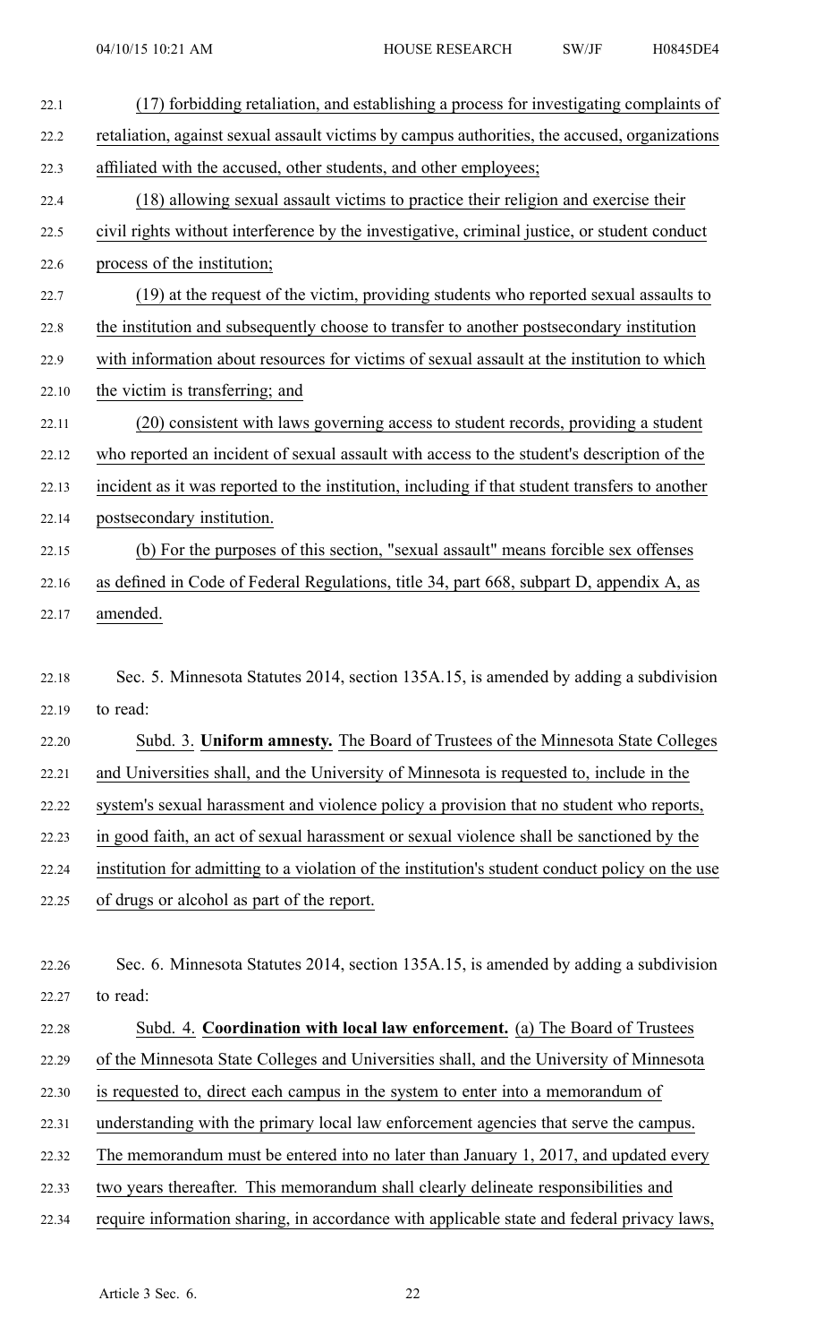(17) forbidding retaliation, and establishing a process for investigating complaints of retaliation, against sexual assault victims by campus authorities, the accused, organizations affiliated with the accused, other students, and other employees;

(18) allowing sexual assault victims to practice their religion and exercise their civil rights without interference by the investigative, criminal justice, or student conduct process of the institution;

(19) at the request of the victim, providing students who reported sexual assaults to the institution and subsequently choose to transfer to another postsecondary institution with information about resources for victims of sexual assault at the institution to which the victim is transferring; and

(20) consistent with laws governing access to student records, providing a student who reported an incident of sexual assault with access to the student's description of the incident as it was reported to the institution, including if that student transfers to another postsecondary institution.

(b) For the purposes of this section, "sexual assault" means forcible sex offenses as defined in Code of Federal Regulations, title 34, part 668, subpart D, appendix A, as amended.

Sec. 5. Minnesota Statutes 2014, section 135A.15, is amended by adding a subdivision to read:

Subd. 3. **Uniform amnesty.** The Board of Trustees of the Minnesota State Colleges and Universities shall, and the University of Minnesota is requested to, include in the system's sexual harassment and violence policy a provision that no student who reports, in good faith, an act of sexual harassment or sexual violence shall be sanctioned by the institution for admitting to a violation of the institution's student conduct policy on the use of drugs or alcohol as part of the report.

Sec. 6. Minnesota Statutes 2014, section 135A.15, is amended by adding a subdivision to read:

Subd. 4. **Coordination with local law enforcement.** (a) The Board of Trustees of the Minnesota State Colleges and Universities shall, and the University of Minnesota is requested to, direct each campus in the system to enter into a memorandum of understanding with the primary local law enforcement agencies that serve the campus. The memorandum must be entered into no later than January 1, 2017, and updated every two years thereafter. This memorandum shall clearly delineate responsibilities and require information sharing, in accordance with applicable state and federal privacy laws,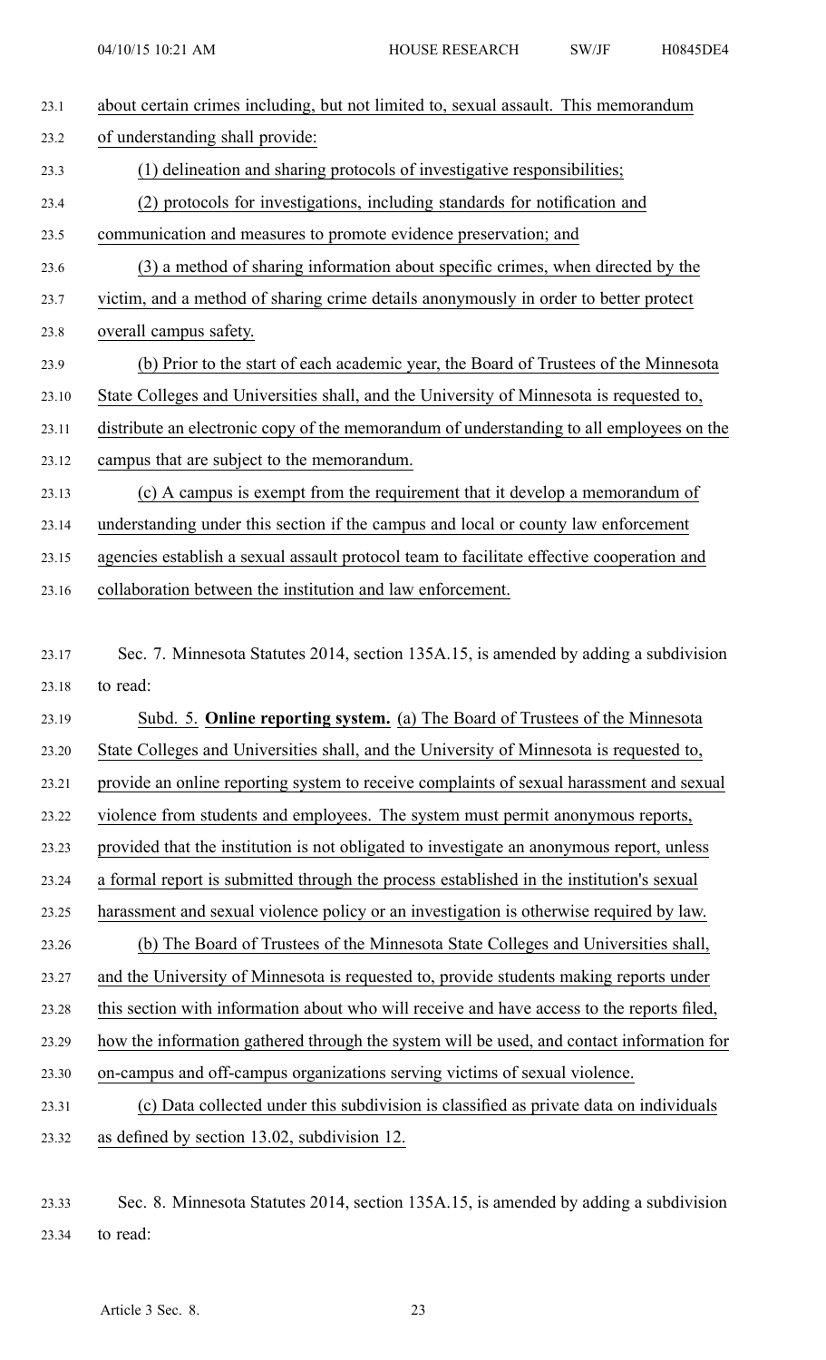about certain crimes including, but not limited to, sexual assault. This memorandum of understanding shall provide:

(1) delineation and sharing protocols of investigative responsibilities;

(2) protocols for investigations, including standards for notification and communication and measures to promote evidence preservation; and

(3) a method of sharing information about specific crimes, when directed by the victim, and a method of sharing crime details anonymously in order to better protect overall campus safety.

(b) Prior to the start of each academic year, the Board of Trustees of the Minnesota State Colleges and Universities shall, and the University of Minnesota is requested to, distribute an electronic copy of the memorandum of understanding to all employees on the campus that are subject to the memorandum.

(c) A campus is exempt from the requirement that it develop a memorandum of understanding under this section if the campus and local or county law enforcement agencies establish a sexual assault protocol team to facilitate effective cooperation and collaboration between the institution and law enforcement.

Sec. 7. Minnesota Statutes 2014, section 135A.15, is amended by adding a subdivision to read:

Subd. 5. **Online reporting system.** (a) The Board of Trustees of the Minnesota State Colleges and Universities shall, and the University of Minnesota is requested to, provide an online reporting system to receive complaints of sexual harassment and sexual violence from students and employees. The system must permit anonymous reports, provided that the institution is not obligated to investigate an anonymous report, unless a formal report is submitted through the process established in the institution's sexual harassment and sexual violence policy or an investigation is otherwise required by law.

(b) The Board of Trustees of the Minnesota State Colleges and Universities shall, and the University of Minnesota is requested to, provide students making reports under this section with information about who will receive and have access to the reports filed, how the information gathered through the system will be used, and contact information for on-campus and off-campus organizations serving victims of sexual violence.

(c) Data collected under this subdivision is classified as private data on individuals as defined by section 13.02, subdivision 12.

Sec. 8. Minnesota Statutes 2014, section 135A.15, is amended by adding a subdivision to read: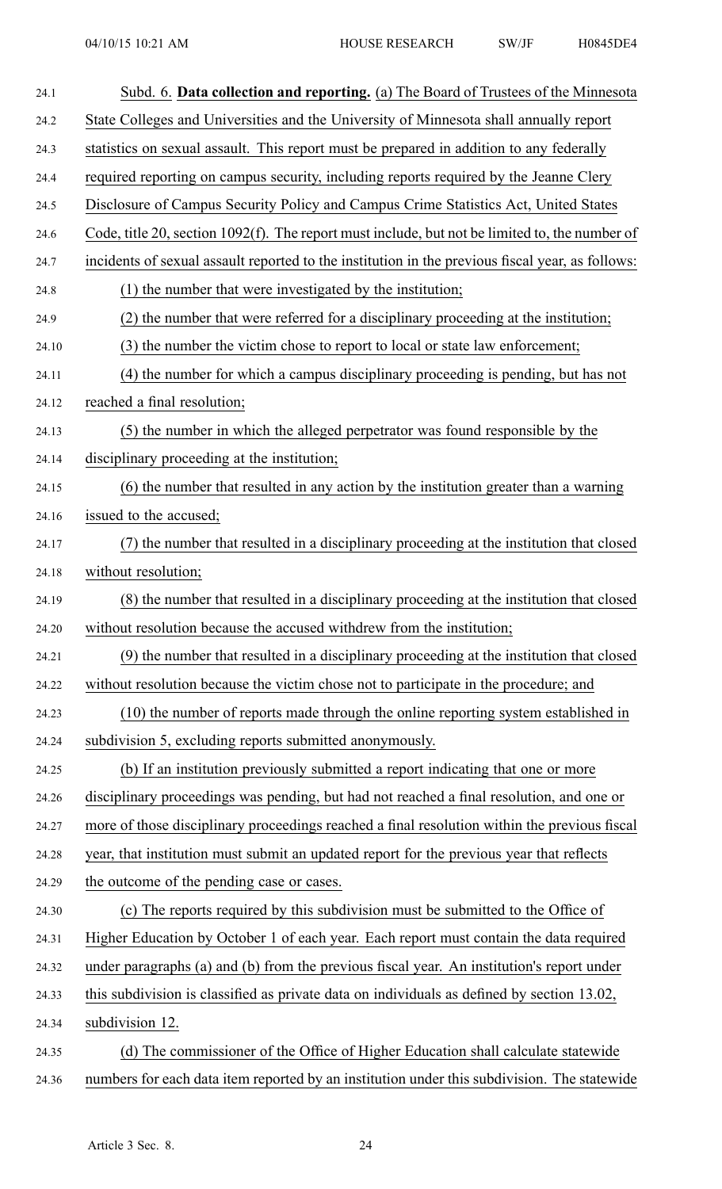Subd. 6. **Data collection and reporting.** (a) The Board of Trustees of the Minnesota State Colleges and Universities and the University of Minnesota shall annually report statistics on sexual assault. This report must be prepared in addition to any federally required reporting on campus security, including reports required by the Jeanne Clery Disclosure of Campus Security Policy and Campus Crime Statistics Act, United States Code, title 20, section 1092(f). The report must include, but not be limited to, the number of incidents of sexual assault reported to the institution in the previous fiscal year, as follows:

(1) the number that were investigated by the institution;

(2) the number that were referred for a disciplinary proceeding at the institution;

(3) the number the victim chose to report to local or state law enforcement;

(4) the number for which a campus disciplinary proceeding is pending, but has not reached a final resolution;

(5) the number in which the alleged perpetrator was found responsible by the disciplinary proceeding at the institution;

(6) the number that resulted in any action by the institution greater than a warning issued to the accused;

(7) the number that resulted in a disciplinary proceeding at the institution that closed without resolution;

(8) the number that resulted in a disciplinary proceeding at the institution that closed without resolution because the accused withdrew from the institution;

(9) the number that resulted in a disciplinary proceeding at the institution that closed without resolution because the victim chose not to participate in the procedure; and

(10) the number of reports made through the online reporting system established in subdivision 5, excluding reports submitted anonymously.

(b) If an institution previously submitted a report indicating that one or more disciplinary proceedings was pending, but had not reached a final resolution, and one or more of those disciplinary proceedings reached a final resolution within the previous fiscal year, that institution must submit an updated report for the previous year that reflects the outcome of the pending case or cases.

(c) The reports required by this subdivision must be submitted to the Office of Higher Education by October 1 of each year. Each report must contain the data required under paragraphs (a) and (b) from the previous fiscal year. An institution's report under this subdivision is classified as private data on individuals as defined by section 13.02, subdivision 12.

(d) The commissioner of the Office of Higher Education shall calculate statewide numbers for each data item reported by an institution under this subdivision. The statewide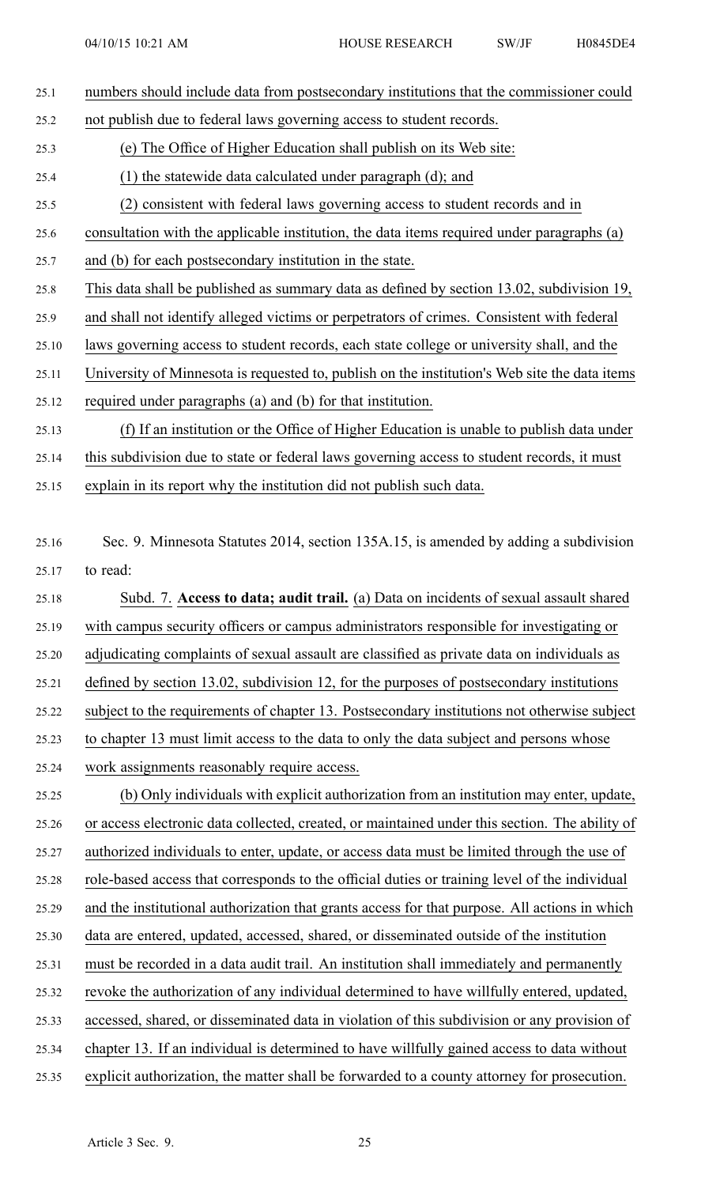numbers should include data from postsecondary institutions that the commissioner could not publish due to federal laws governing access to student records.

(e) The Office of Higher Education shall publish on its Web site:

(1) the statewide data calculated under paragraph (d); and

(2) consistent with federal laws governing access to student records and in consultation with the applicable institution, the data items required under paragraphs (a) and (b) for each postsecondary institution in the state.

This data shall be published as summary data as defined by section 13.02, subdivision 19, and shall not identify alleged victims or perpetrators of crimes. Consistent with federal laws governing access to student records, each state college or university shall, and the University of Minnesota is requested to, publish on the institution's Web site the data items required under paragraphs (a) and (b) for that institution.

(f) If an institution or the Office of Higher Education is unable to publish data under this subdivision due to state or federal laws governing access to student records, it must explain in its report why the institution did not publish such data.

Sec. 9. Minnesota Statutes 2014, section 135A.15, is amended by adding a subdivision to read:

Subd. 7. **Access to data; audit trail.** (a) Data on incidents of sexual assault shared with campus security officers or campus administrators responsible for investigating or adjudicating complaints of sexual assault are classified as private data on individuals as defined by section 13.02, subdivision 12, for the purposes of postsecondary institutions subject to the requirements of chapter 13. Postsecondary institutions not otherwise subject to chapter 13 must limit access to the data to only the data subject and persons whose work assignments reasonably require access.

(b) Only individuals with explicit authorization from an institution may enter, update, or access electronic data collected, created, or maintained under this section. The ability of authorized individuals to enter, update, or access data must be limited through the use of role-based access that corresponds to the official duties or training level of the individual and the institutional authorization that grants access for that purpose. All actions in which data are entered, updated, accessed, shared, or disseminated outside of the institution must be recorded in a data audit trail. An institution shall immediately and permanently revoke the authorization of any individual determined to have willfully entered, updated, accessed, shared, or disseminated data in violation of this subdivision or any provision of chapter 13. If an individual is determined to have willfully gained access to data without explicit authorization, the matter shall be forwarded to a county attorney for prosecution.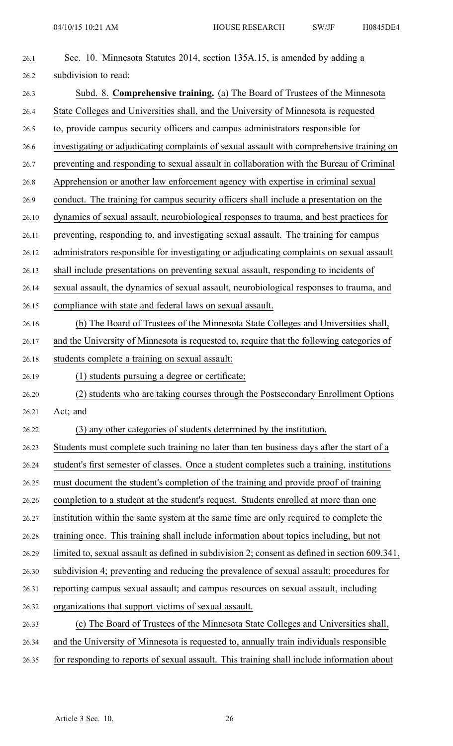Sec. 10. Minnesota Statutes 2014, section 135A.15, is amended by adding a subdivision to read:

Subd. 8. **Comprehensive training.** (a) The Board of Trustees of the Minnesota State Colleges and Universities shall, and the University of Minnesota is requested to, provide campus security officers and campus administrators responsible for investigating or adjudicating complaints of sexual assault with comprehensive training on preventing and responding to sexual assault in collaboration with the Bureau of Criminal Apprehension or another law enforcement agency with expertise in criminal sexual conduct. The training for campus security officers shall include a presentation on the dynamics of sexual assault, neurobiological responses to trauma, and best practices for preventing, responding to, and investigating sexual assault. The training for campus administrators responsible for investigating or adjudicating complaints on sexual assault shall include presentations on preventing sexual assault, responding to incidents of sexual assault, the dynamics of sexual assault, neurobiological responses to trauma, and compliance with state and federal laws on sexual assault.

(b) The Board of Trustees of the Minnesota State Colleges and Universities shall, and the University of Minnesota is requested to, require that the following categories of students complete a training on sexual assault:

(1) students pursuing a degree or certificate;

(2) students who are taking courses through the Postsecondary Enrollment Options Act; and

(3) any other categories of students determined by the institution.

Students must complete such training no later than ten business days after the start of a student's first semester of classes. Once a student completes such a training, institutions must document the student's completion of the training and provide proof of training completion to a student at the student's request. Students enrolled at more than one institution within the same system at the same time are only required to complete the training once. This training shall include information about topics including, but not limited to, sexual assault as defined in subdivision 2; consent as defined in section 609.341, subdivision 4; preventing and reducing the prevalence of sexual assault; procedures for reporting campus sexual assault; and campus resources on sexual assault, including organizations that support victims of sexual assault.

(c) The Board of Trustees of the Minnesota State Colleges and Universities shall, and the University of Minnesota is requested to, annually train individuals responsible for responding to reports of sexual assault. This training shall include information about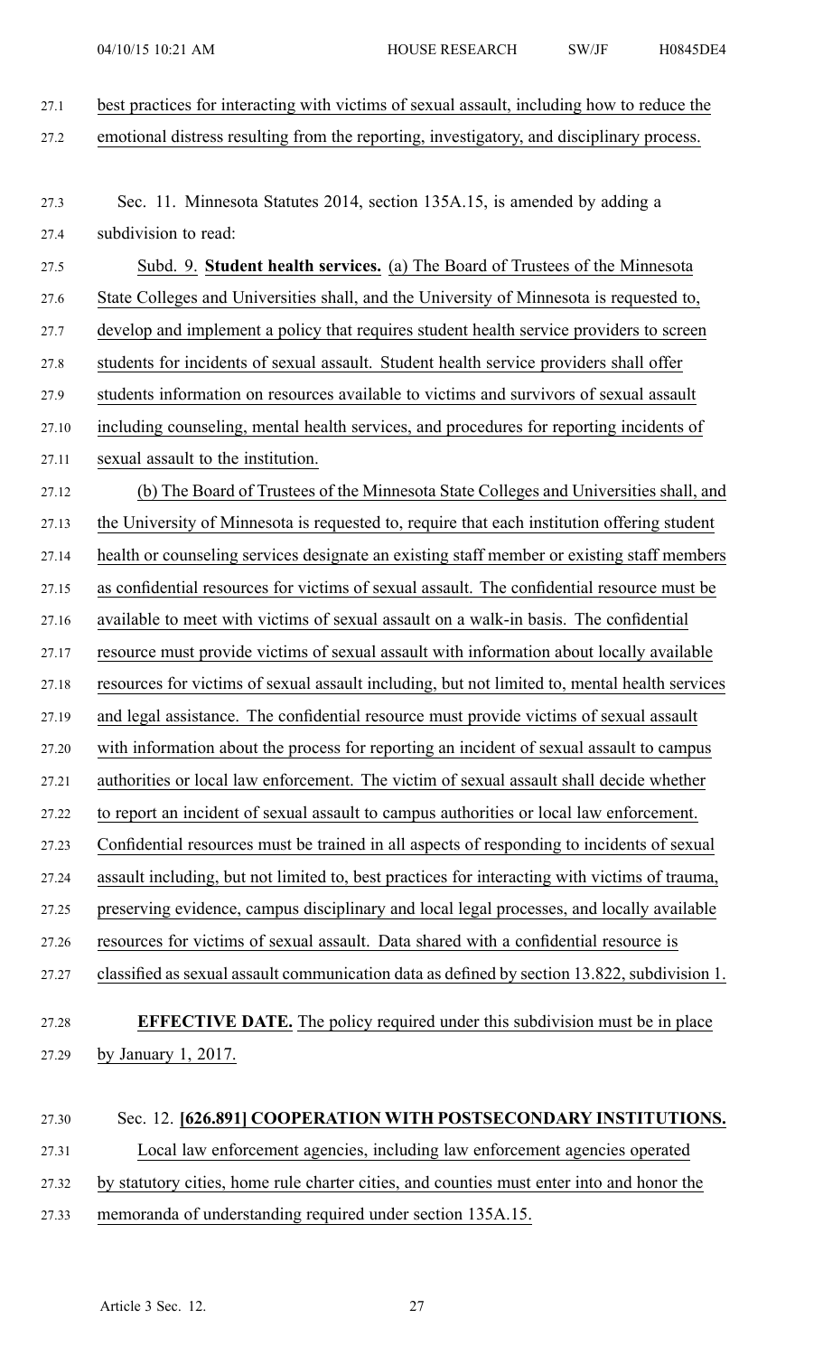best practices for interacting with victims of sexual assault, including how to reduce the emotional distress resulting from the reporting, investigatory, and disciplinary process.

Sec. 11. Minnesota Statutes 2014, section 135A.15, is amended by adding a subdivision to read:

Subd. 9. **Student health services.** (a) The Board of Trustees of the Minnesota State Colleges and Universities shall, and the University of Minnesota is requested to, develop and implement a policy that requires student health service providers to screen students for incidents of sexual assault. Student health service providers shall offer students information on resources available to victims and survivors of sexual assault including counseling, mental health services, and procedures for reporting incidents of sexual assault to the institution.

(b) The Board of Trustees of the Minnesota State Colleges and Universities shall, and the University of Minnesota is requested to, require that each institution offering student health or counseling services designate an existing staff member or existing staff members as confidential resources for victims of sexual assault. The confidential resource must be available to meet with victims of sexual assault on a walk-in basis. The confidential resource must provide victims of sexual assault with information about locally available resources for victims of sexual assault including, but not limited to, mental health services and legal assistance. The confidential resource must provide victims of sexual assault with information about the process for reporting an incident of sexual assault to campus authorities or local law enforcement. The victim of sexual assault shall decide whether to report an incident of sexual assault to campus authorities or local law enforcement. Confidential resources must be trained in all aspects of responding to incidents of sexual assault including, but not limited to, best practices for interacting with victims of trauma, preserving evidence, campus disciplinary and local legal processes, and locally available resources for victims of sexual assault. Data shared with a confidential resource is classified as sexual assault communication data as defined by section 13.822, subdivision 1.

**EFFECTIVE DATE.** The policy required under this subdivision must be in place by January 1, 2017.

Sec. 12. **[626.891] COOPERATION WITH POSTSECONDARY INSTITUTIONS.**

Local law enforcement agencies, including law enforcement agencies operated by statutory cities, home rule charter cities, and counties must enter into and honor the memoranda of understanding required under section 135A.15.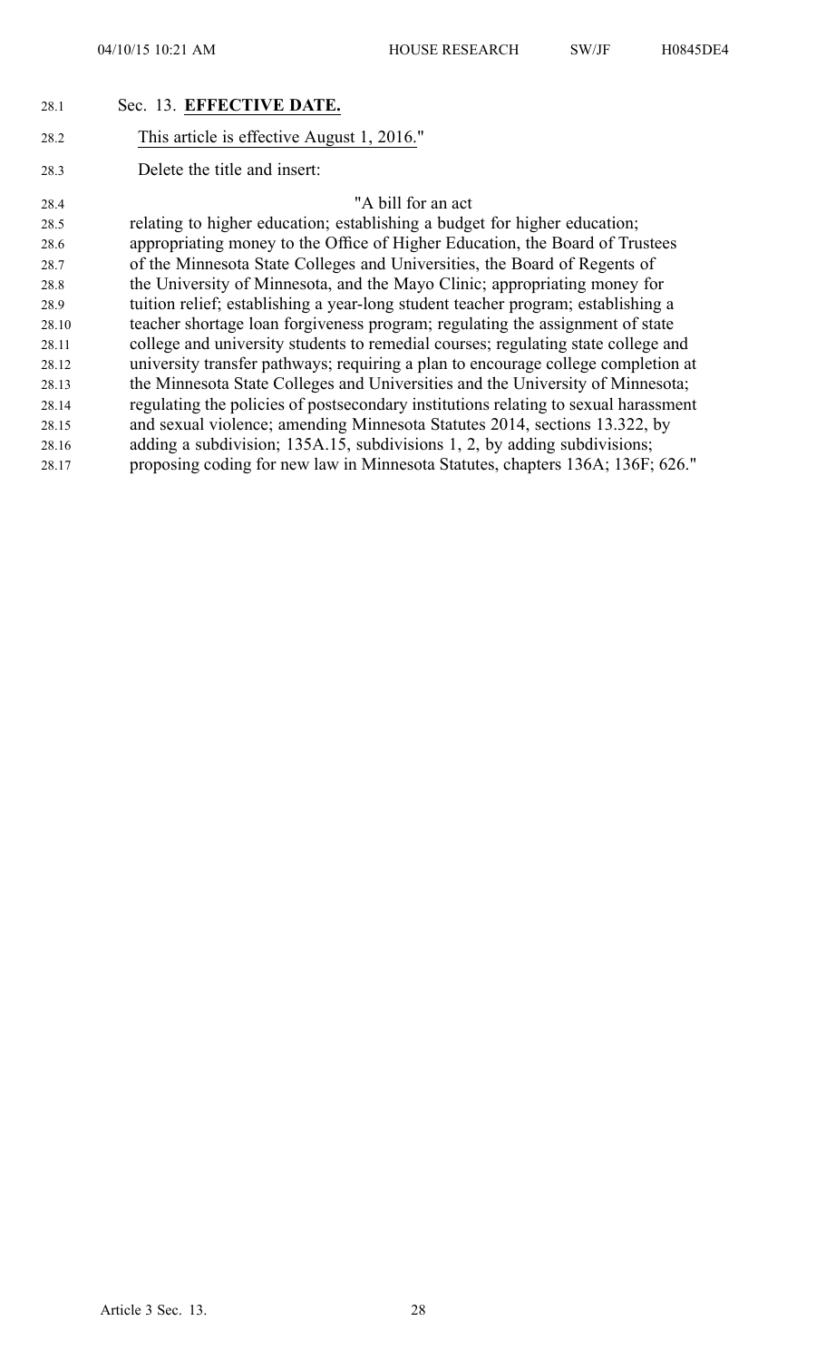Sec. 13. **EFFECTIVE DATE.**

This article is effective August 1, 2016."

Delete the title and insert:

"A bill for an act

relating to higher education; establishing a budget for higher education; appropriating money to the Office of Higher Education, the Board of Trustees of the Minnesota State Colleges and Universities, the Board of Regents of the University of Minnesota, and the Mayo Clinic; appropriating money for tuition relief; establishing a year-long student teacher program; establishing a teacher shortage loan forgiveness program; regulating the assignment of state college and university students to remedial courses; regulating state college and university transfer pathways; requiring a plan to encourage college completion at the Minnesota State Colleges and Universities and the University of Minnesota; regulating the policies of postsecondary institutions relating to sexual harassment and sexual violence; amending Minnesota Statutes 2014, sections 13.322, by adding a subdivision; 135A.15, subdivisions 1, 2, by adding subdivisions; proposing coding for new law in Minnesota Statutes, chapters 136A; 136F; 626."